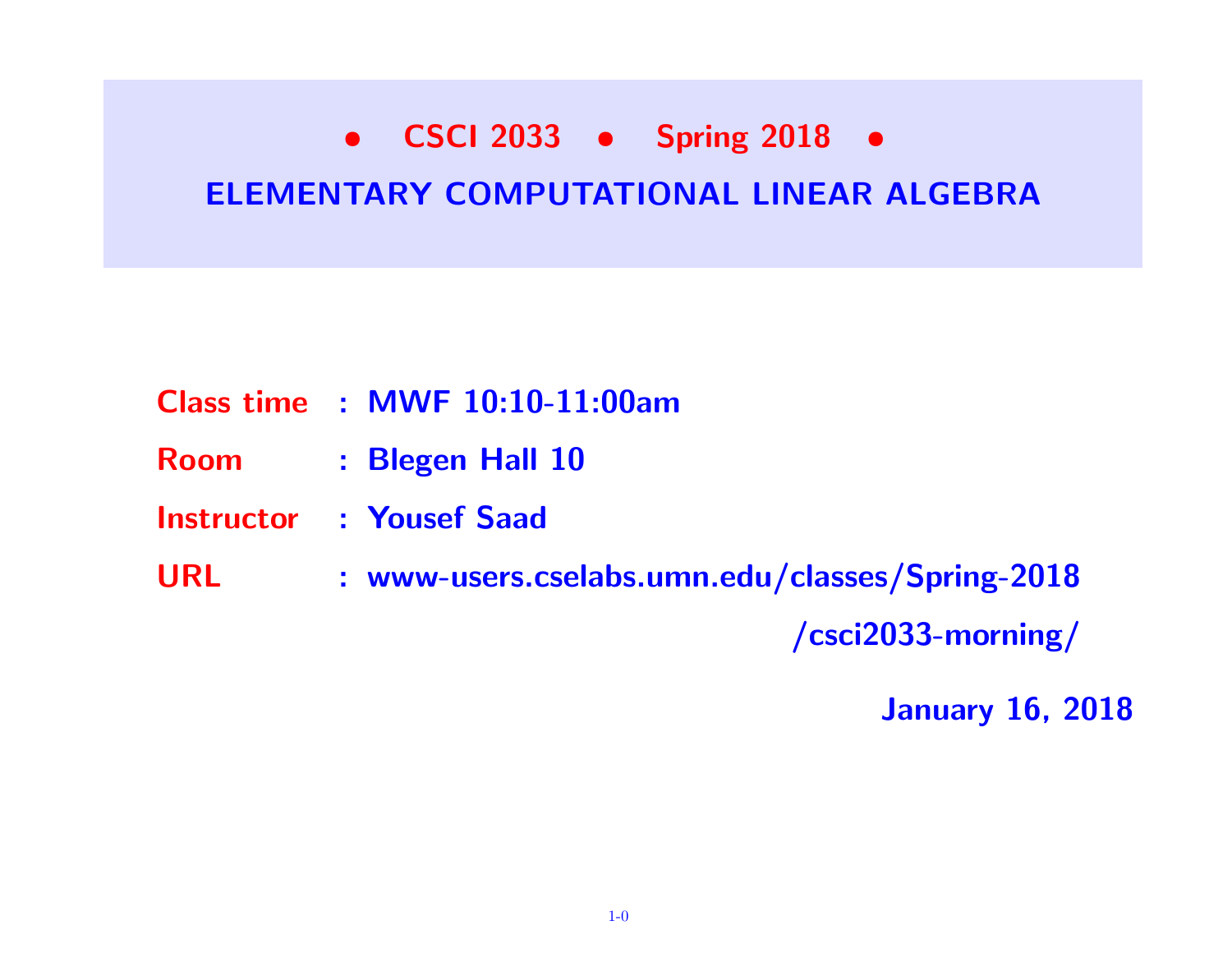# • CSCI 2033 • Spring 2018 •

## ELEMENTARY COMPUTATIONAL LINEAR ALGEBRA

**Class time** : **MWF 10:10-11:00am**

**Room** : **Blegen Hall 10**

**Instructor** : **Yousef Saad**

**URL** : **www-users.cselabs.umn.edu/classes/Spring-2018/csci2033-morning/**

**January 16, 2018**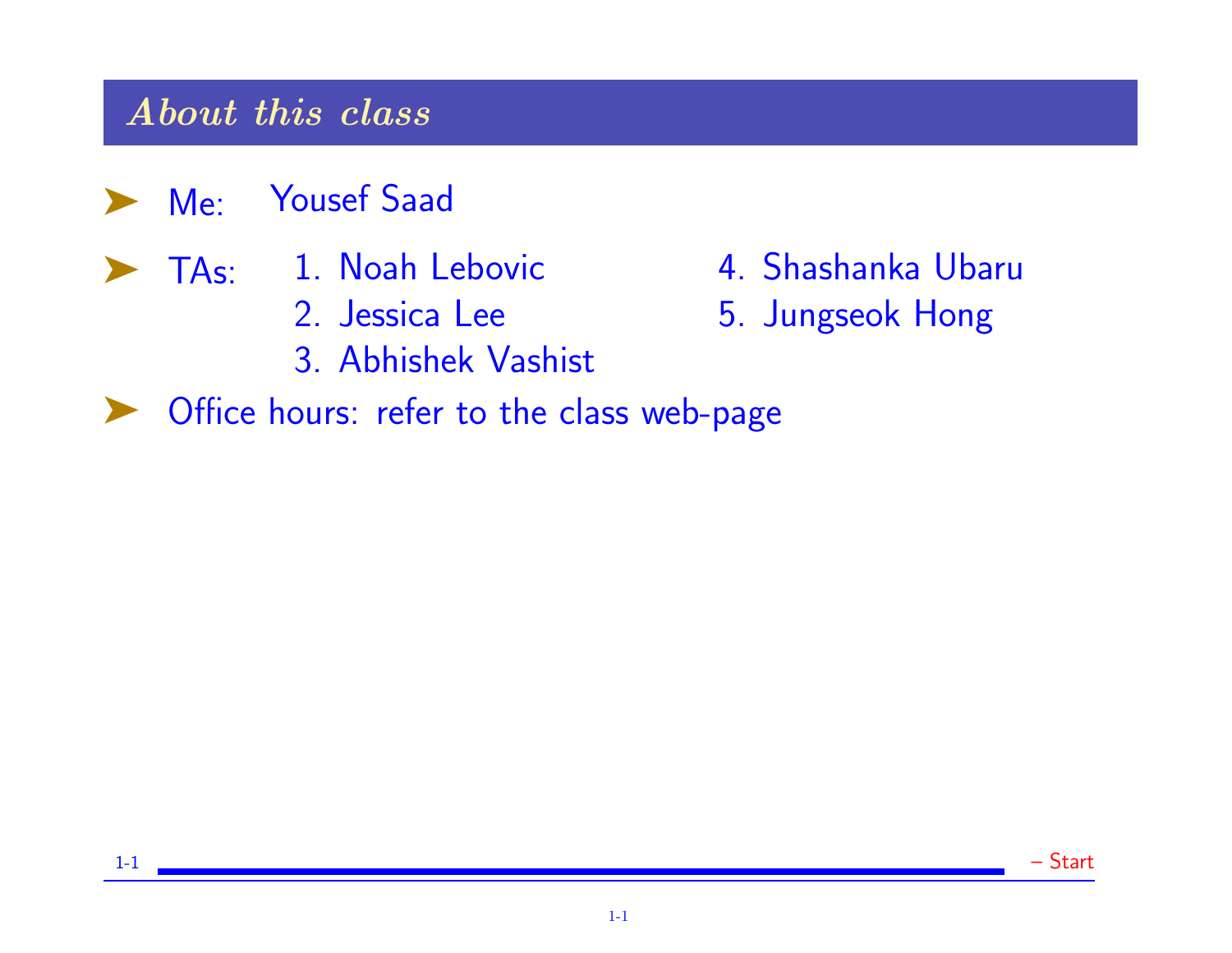## About this class

- Me: Yousef Saad
- TAs:
  1. Noah Lebovic
  2. Jessica Lee
  3. Abhishek Vashist
  4. Shashanka Ubaru
  5. Jungseok Hong
- Office hours: refer to the class web-page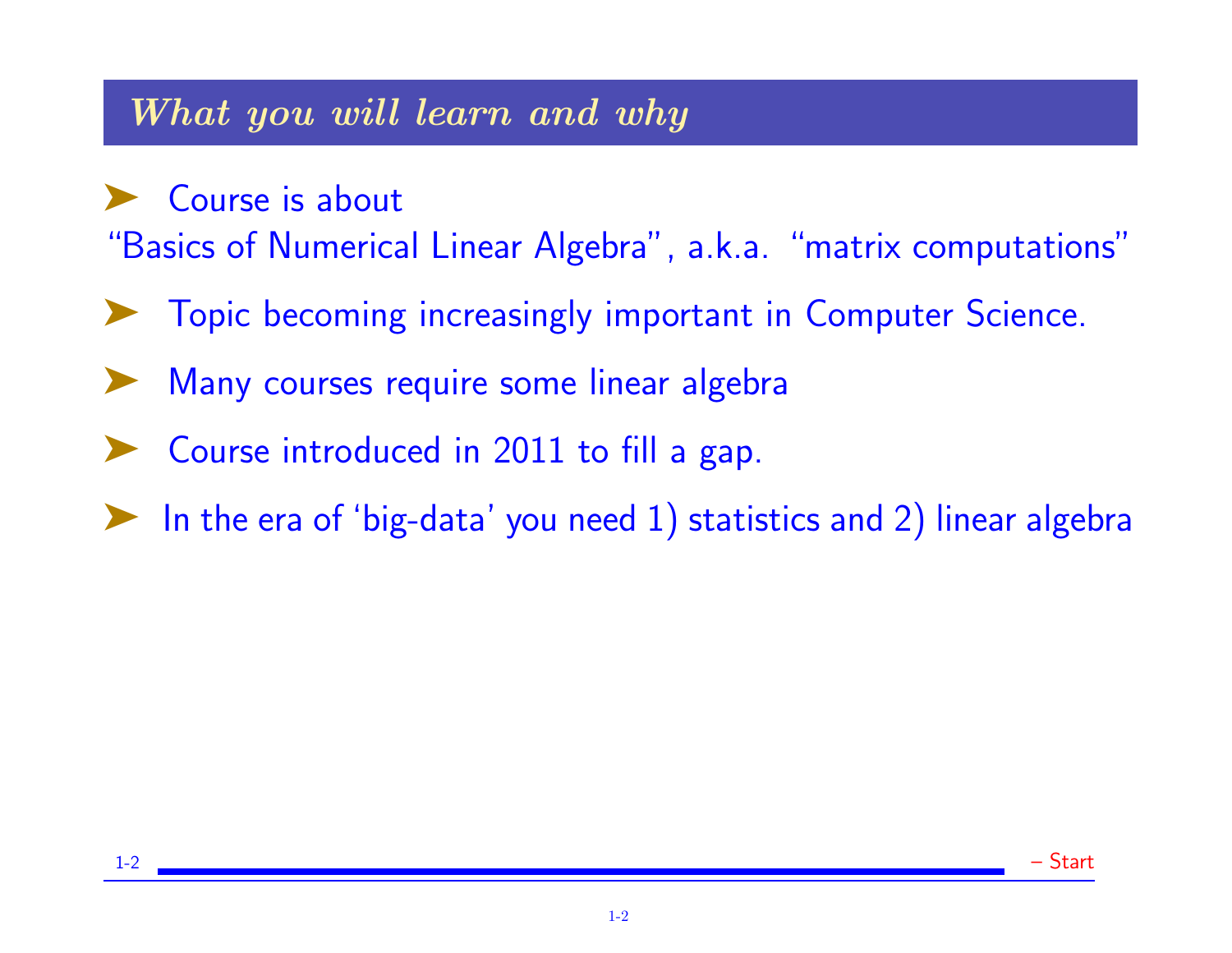## *What you will learn and why*

- Course is about
“Basics of Numerical Linear Algebra”, a.k.a. “matrix computations”
- Topic becoming increasingly important in Computer Science.
- Many courses require some linear algebra
- Course introduced in 2011 to fill a gap.
- In the era of ‘big-data’ you need 1) statistics and 2) linear algebra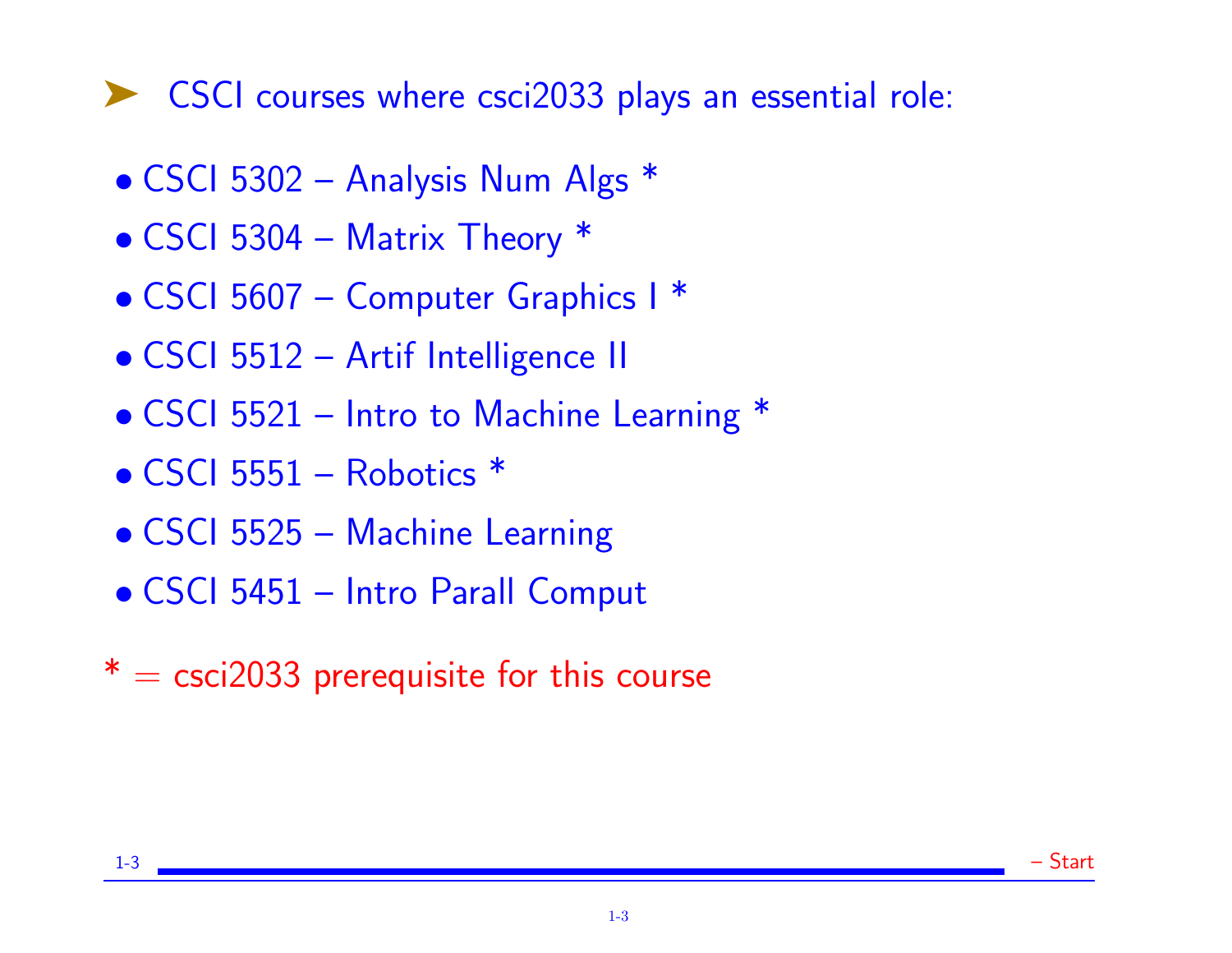➤ CSCI courses where csci2033 plays an essential role:

- CSCI 5302 – Analysis Num Algs *
- CSCI 5304 – Matrix Theory *
- CSCI 5607 – Computer Graphics I *
- CSCI 5512 – Artif Intelligence II
- CSCI 5521 – Intro to Machine Learning *
- CSCI 5551 – Robotics *
- CSCI 5525 – Machine Learning
- CSCI 5451 – Intro Parall Comput

* = csci2033 prerequisite for this course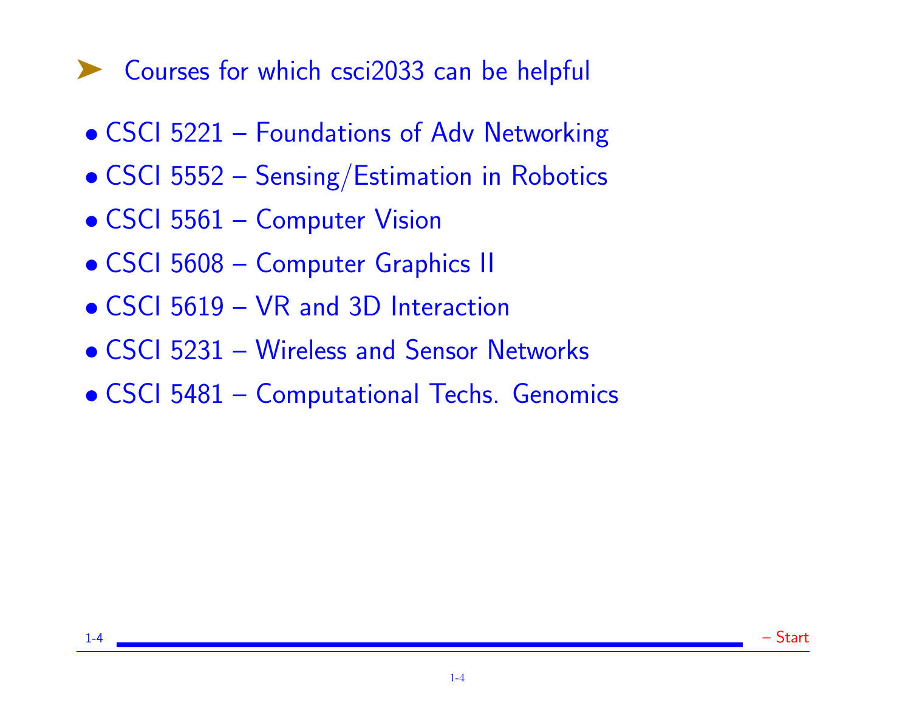## Courses for which csci2033 can be helpful

- CSCI 5221 – Foundations of Adv Networking
- CSCI 5552 – Sensing/Estimation in Robotics
- CSCI 5561 – Computer Vision
- CSCI 5608 – Computer Graphics II
- CSCI 5619 – VR and 3D Interaction
- CSCI 5231 – Wireless and Sensor Networks
- CSCI 5481 – Computational Techs. Genomics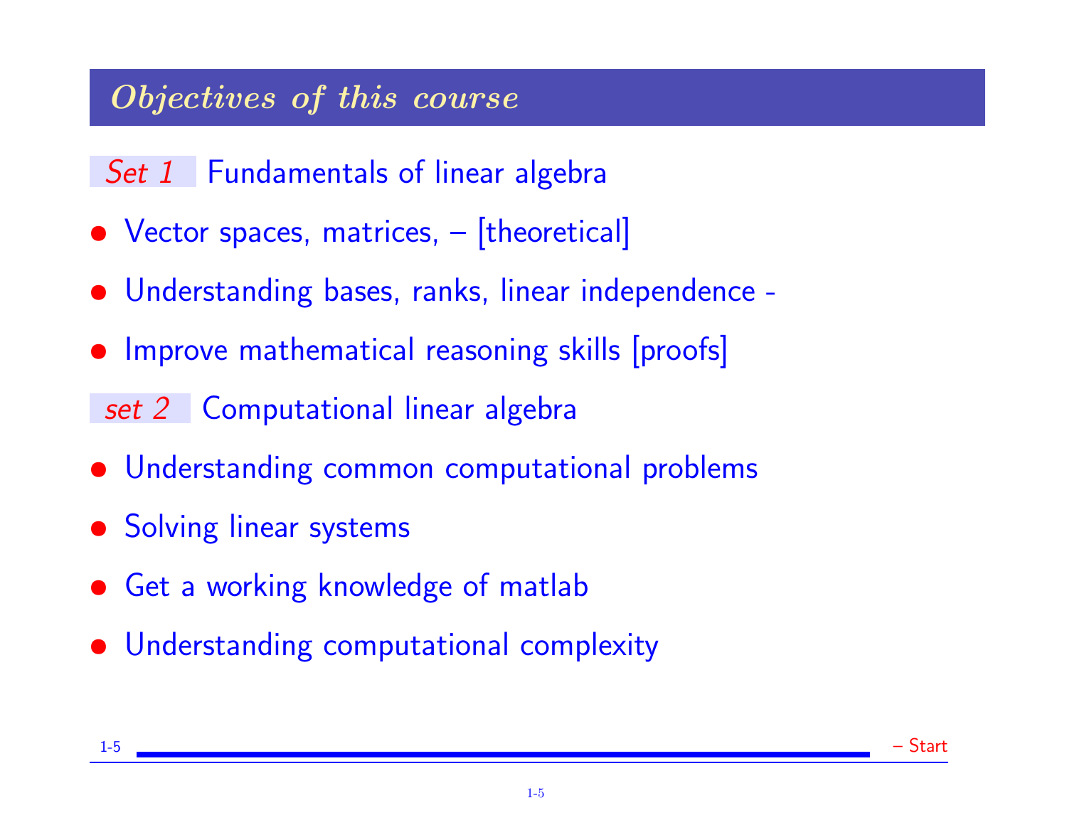## Objectives of this course

*Set 1* Fundamentals of linear algebra

- Vector spaces, matrices, – [theoretical]
- Understanding bases, ranks, linear independence -
- Improve mathematical reasoning skills [proofs]

*set 2* Computational linear algebra

- Understanding common computational problems
- Solving linear systems
- Get a working knowledge of matlab
- Understanding computational complexity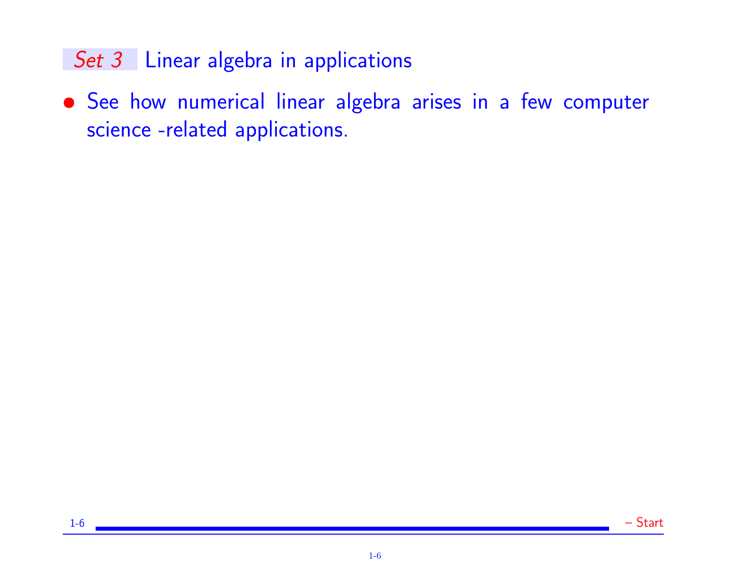## *Set 3* Linear algebra in applications

- See how numerical linear algebra arises in a few computer science -related applications.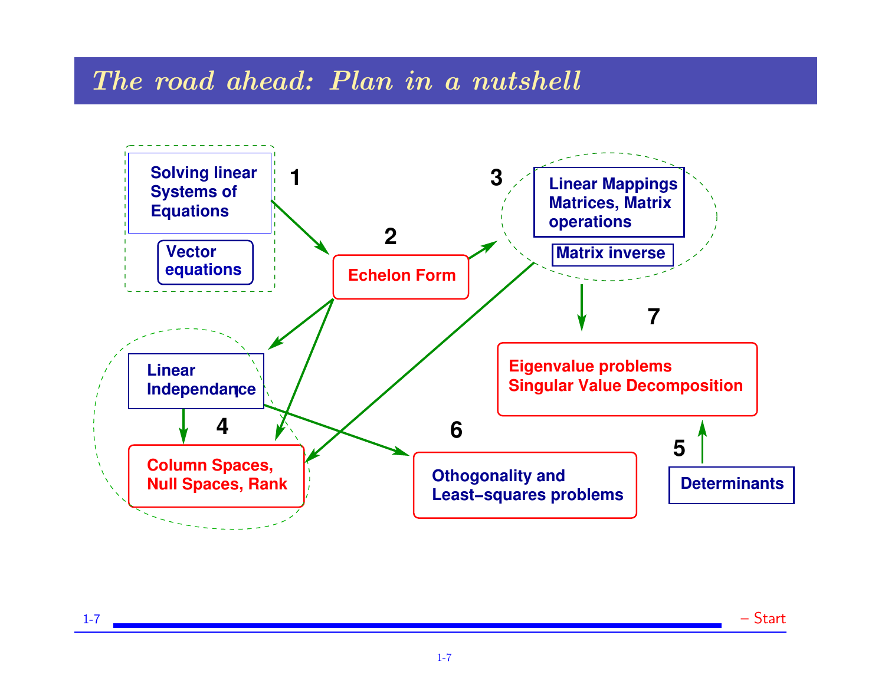# The road ahead: Plan in a nutshell

**1**
- Solving linear Systems of Equations
- Vector equations

**2**
- Echelon Form

**3**
- Linear Mappings Matrices, Matrix operations
- Matrix inverse

**4**
- Linear Independance
- Column Spaces, Null Spaces, Rank

**5**
- Determinants

**6**
- Othogonality and Least–squares problems

**7**
- Eigenvalue problems Singular Value Decomposition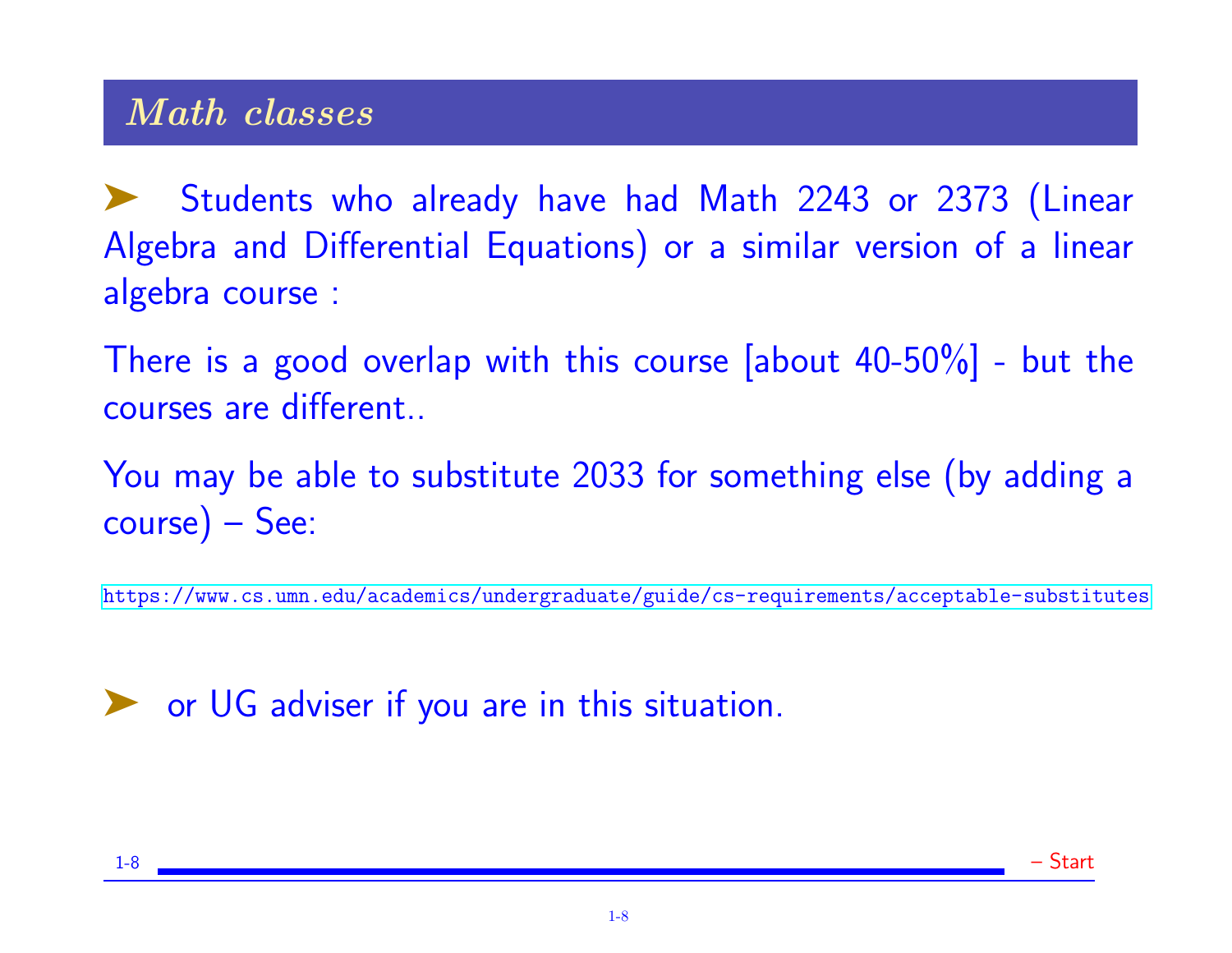## Math classes

- Students who already have had Math 2243 or 2373 (Linear Algebra and Differential Equations) or a similar version of a linear algebra course :

There is a good overlap with this course [about 40-50%] - but the courses are different..

You may be able to substitute 2033 for something else (by adding a course) – See:

https://www.cs.umn.edu/academics/undergraduate/guide/cs-requirements/acceptable-substitutes

- or UG adviser if you are in this situation.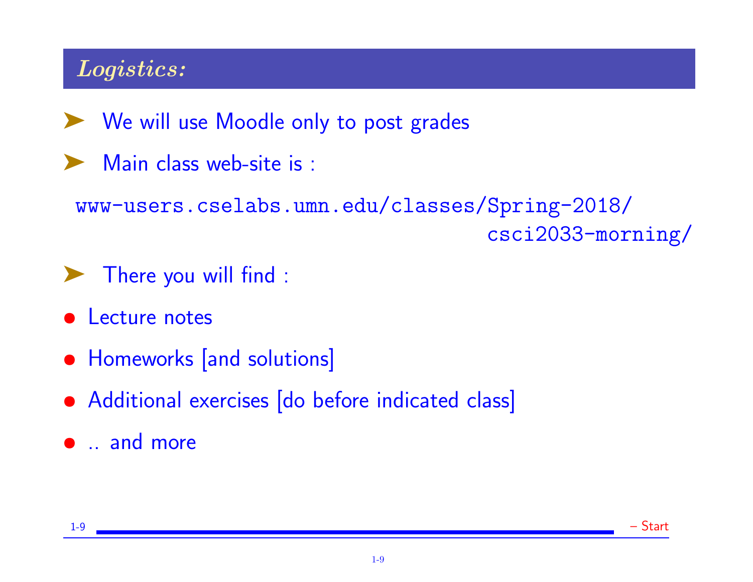## *Logistics:*

- We will use Moodle only to post grades
- Main class web-site is :

`www-users.cselabs.umn.edu/classes/Spring-2018/csci2033-morning/`

- There you will find :
  - Lecture notes
  - Homeworks [and solutions]
  - Additional exercises [do before indicated class]
  - .. and more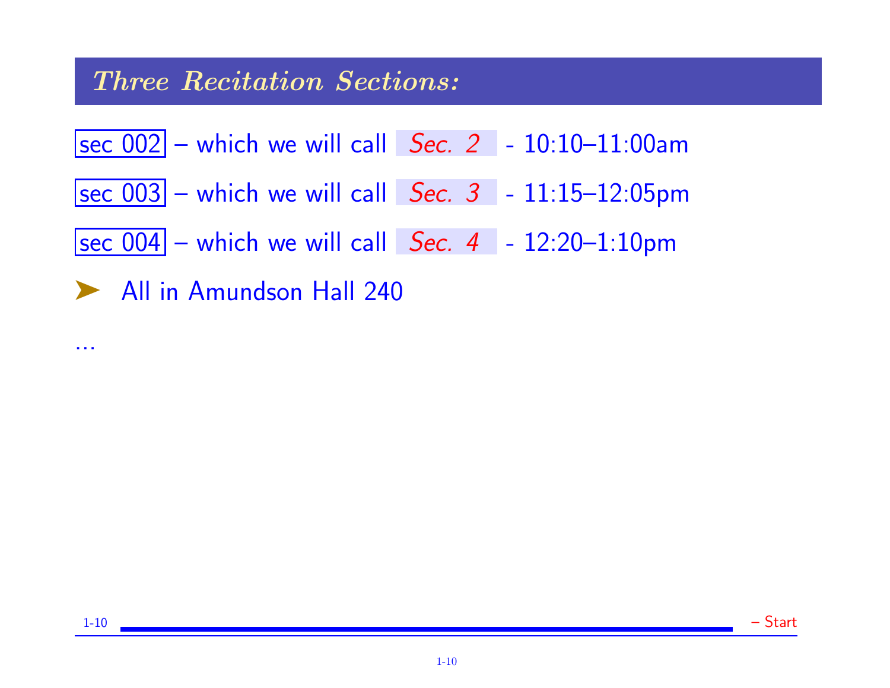## *Three Recitation Sections:*

sec 002 – which we will call *Sec. 2* - 10:10–11:00am

sec 003 – which we will call *Sec. 3* - 11:15–12:05pm

sec 004 – which we will call *Sec. 4* - 12:20–1:10pm

- All in Amundson Hall 240

...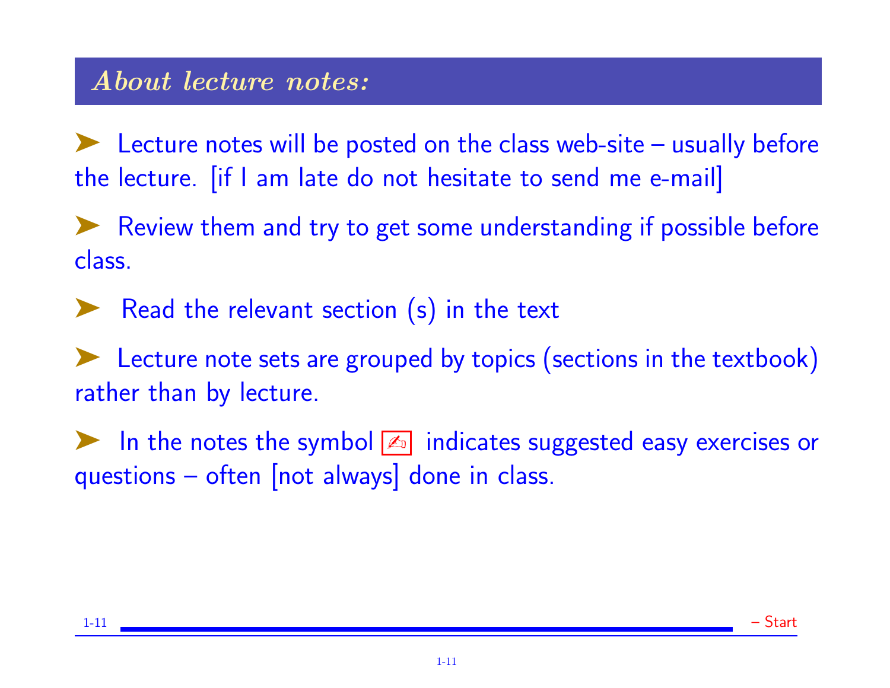## *About lecture notes:*

- Lecture notes will be posted on the class web-site – usually before the lecture. [if I am late do not hesitate to send me e-mail]
- Review them and try to get some understanding if possible before class.
- Read the relevant section (s) in the text
- Lecture note sets are grouped by topics (sections in the textbook) rather than by lecture.
- In the notes the symbol ✍ indicates suggested easy exercises or questions – often [not always] done in class.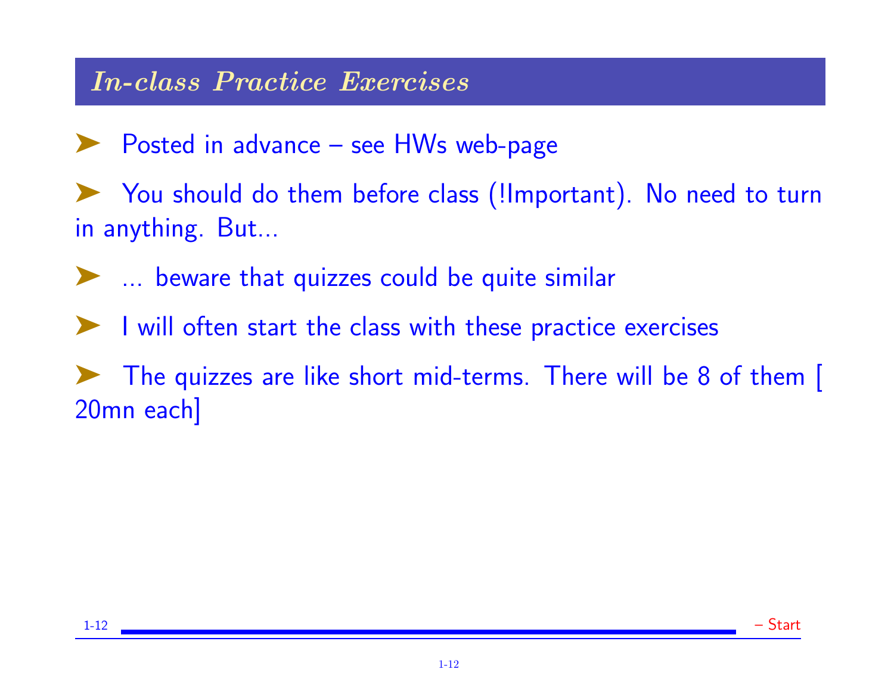## *In-class Practice Exercises*

- Posted in advance – see HWs web-page
- You should do them before class (!Important). No need to turn in anything. But...
- ... beware that quizzes could be quite similar
- I will often start the class with these practice exercises
- The quizzes are like short mid-terms. There will be 8 of them [ 20mn each]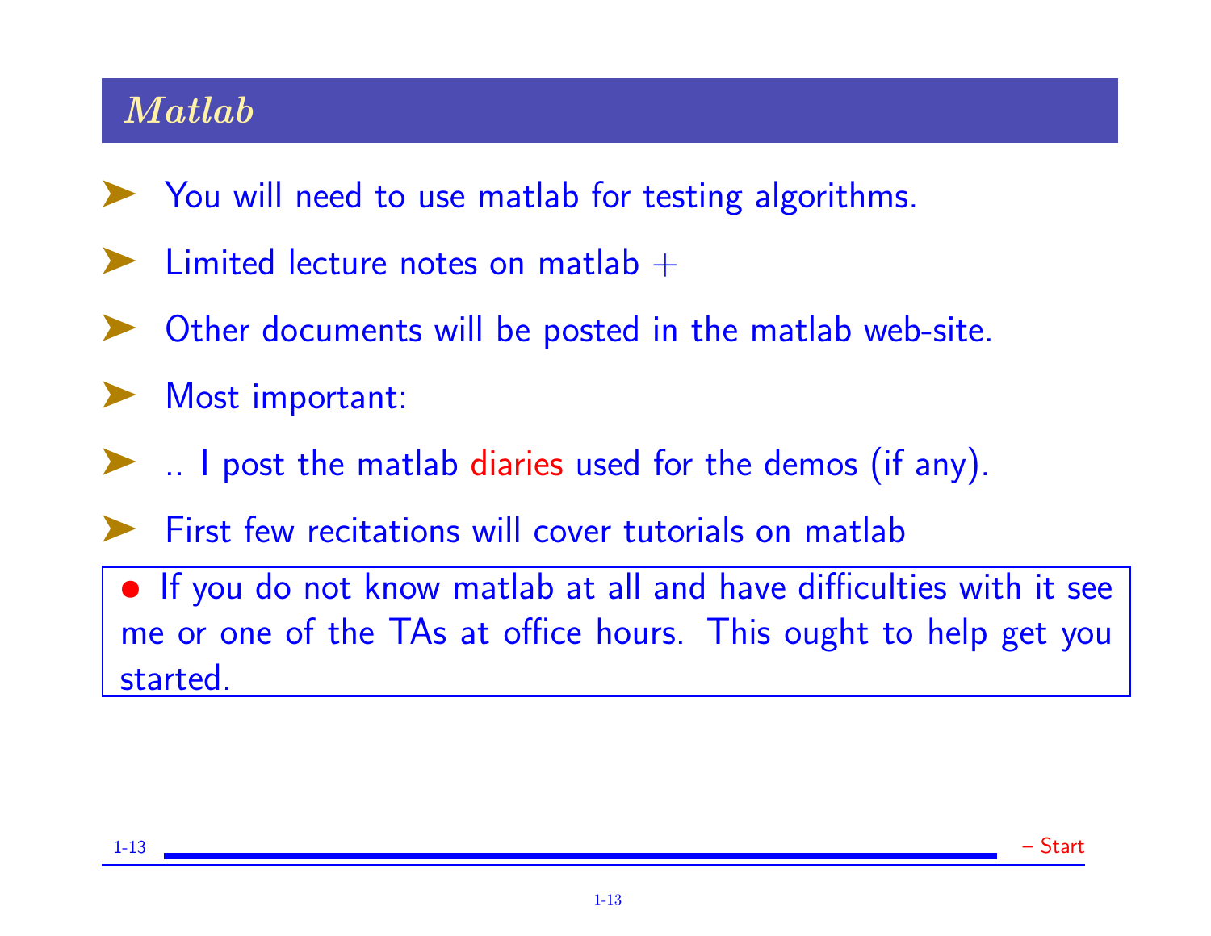## *Matlab*

- You will need to use matlab for testing algorithms.
- Limited lecture notes on matlab +
- Other documents will be posted in the matlab web-site.
- Most important:
- .. I post the matlab diaries used for the demos (if any).
- First few recitations will cover tutorials on matlab

> • If you do not know matlab at all and have difficulties with it see me or one of the TAs at office hours. This ought to help get you started.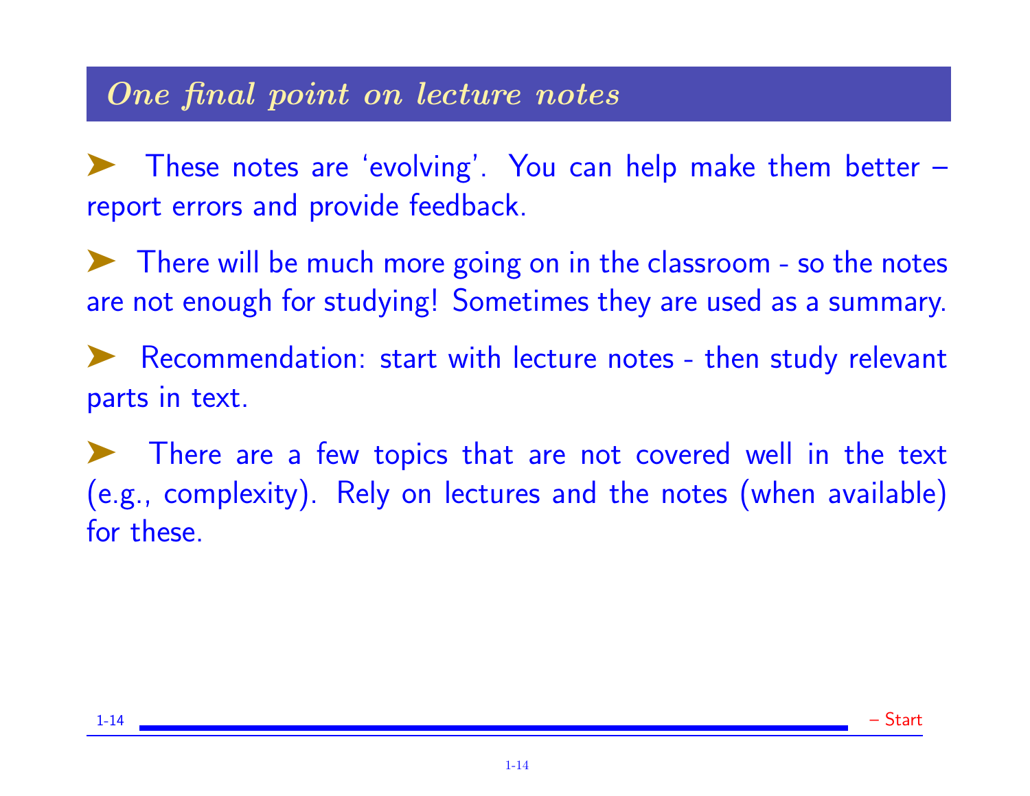## *One final point on lecture notes*

- These notes are 'evolving'. You can help make them better – report errors and provide feedback.
- There will be much more going on in the classroom - so the notes are not enough for studying! Sometimes they are used as a summary.
- Recommendation: start with lecture notes - then study relevant parts in text.
- There are a few topics that are not covered well in the text (e.g., complexity). Rely on lectures and the notes (when available) for these.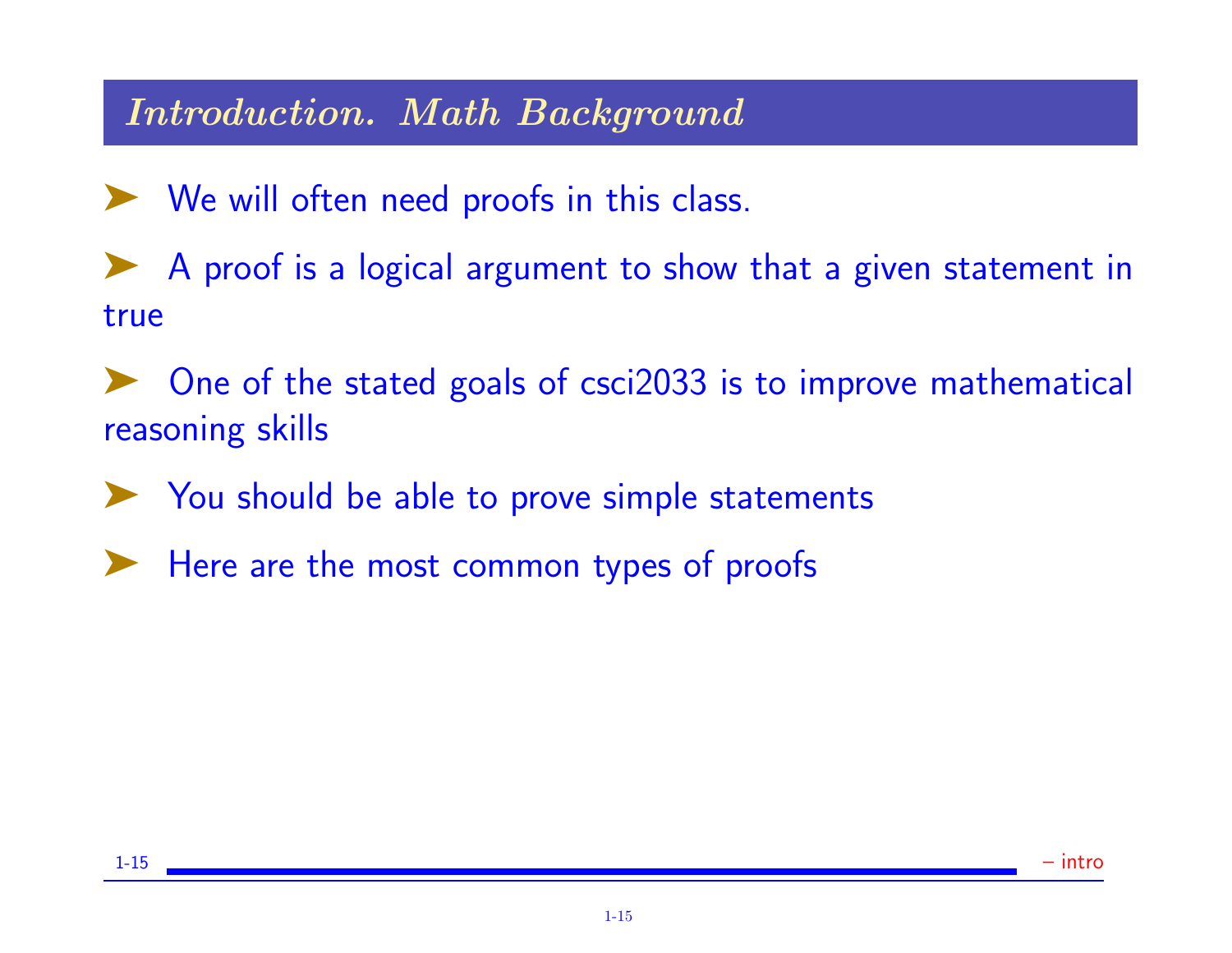## Introduction. Math Background

- We will often need proofs in this class.
- A proof is a logical argument to show that a given statement in true
- One of the stated goals of csci2033 is to improve mathematical reasoning skills
- You should be able to prove simple statements
- Here are the most common types of proofs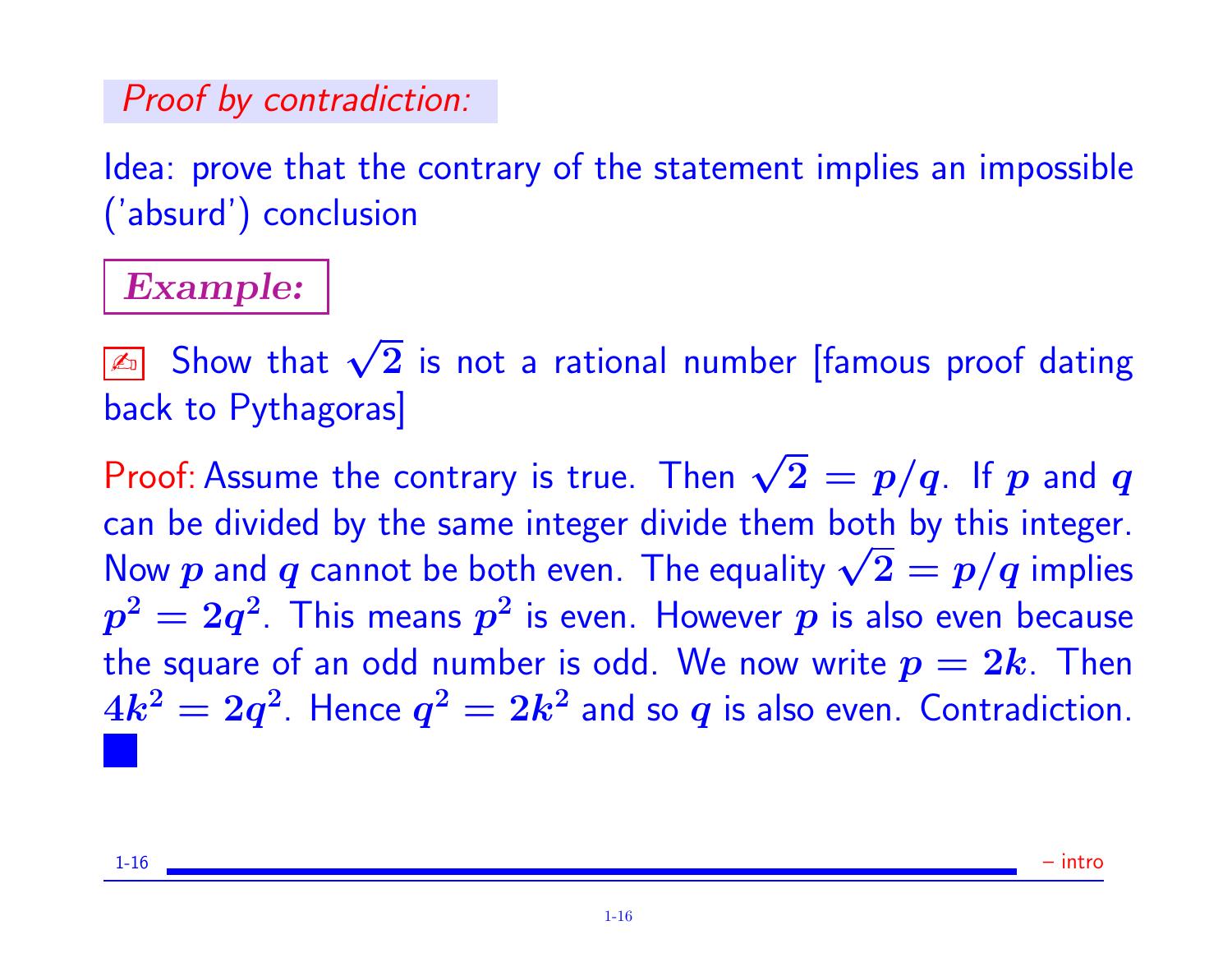*Proof by contradiction:*

Idea: prove that the contrary of the statement implies an impossible ('absurd') conclusion

**Example:**

✍ Show that $\sqrt{2}$ is not a rational number [famous proof dating back to Pythagoras]

Proof: Assume the contrary is true. Then $\sqrt{2} = p/q$. If $p$ and $q$ can be divided by the same integer divide them both by this integer. Now $p$ and $q$ cannot be both even. The equality $\sqrt{2} = p/q$ implies $p^2 = 2q^2$. This means $p^2$ is even. However $p$ is also even because the square of an odd number is odd. We now write $p = 2k$. Then $4k^2 = 2q^2$. Hence $q^2 = 2k^2$ and so $q$ is also even. Contradiction. ■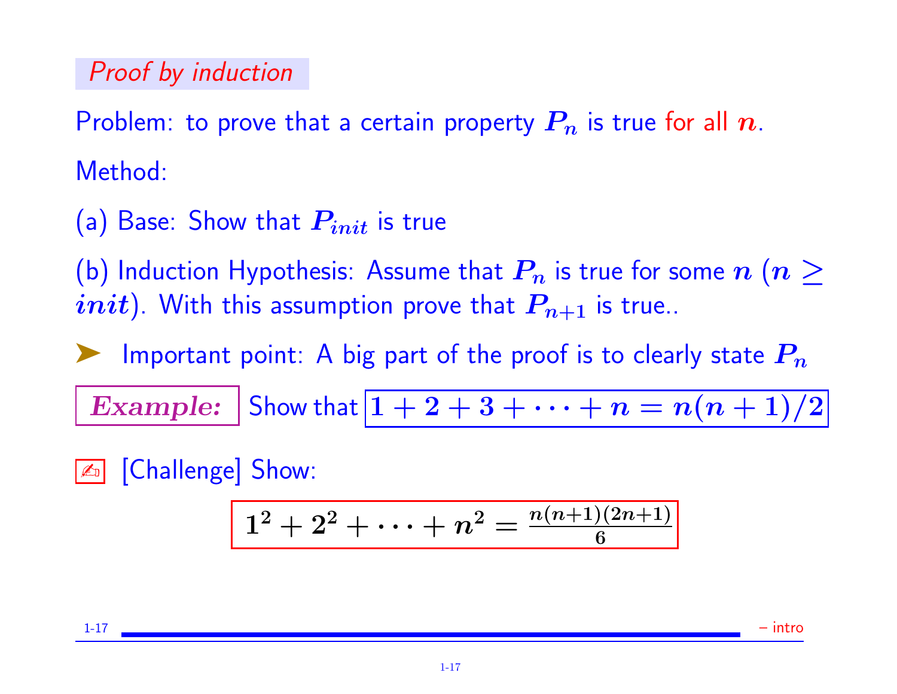## *Proof by induction*

Problem: to prove that a certain property $P_n$ is true for all $n$.

Method:

(a) Base: Show that $P_{init}$ is true

(b) Induction Hypothesis: Assume that $P_n$ is true for some $n$ ($n \geq init$). With this assumption prove that $P_{n+1}$ is true..

➤ Important point: A big part of the proof is to clearly state $P_n$

***Example:*** Show that $1 + 2 + 3 + \cdots + n = n(n+1)/2$

✍ [Challenge] Show:

$$1^2 + 2^2 + \cdots + n^2 = \frac{n(n+1)(2n+1)}{6}$$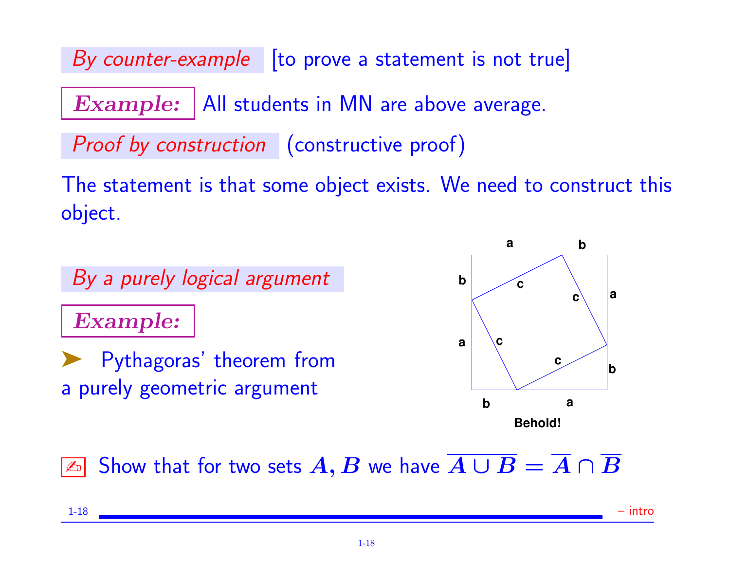*By counter-example* [to prove a statement is not true]

**Example:** All students in MN are above average.

*Proof by construction* (constructive proof)

The statement is that some object exists. We need to construct this object.

*By a purely logical argument*

**Example:**

➤ Pythagoras' theorem from a purely geometric argument

a b
b c a
c
a c
c b
b a

**Behold!**

✍ Show that for two sets $A, B$ we have $\overline{A \cup B} = \overline{A} \cap \overline{B}$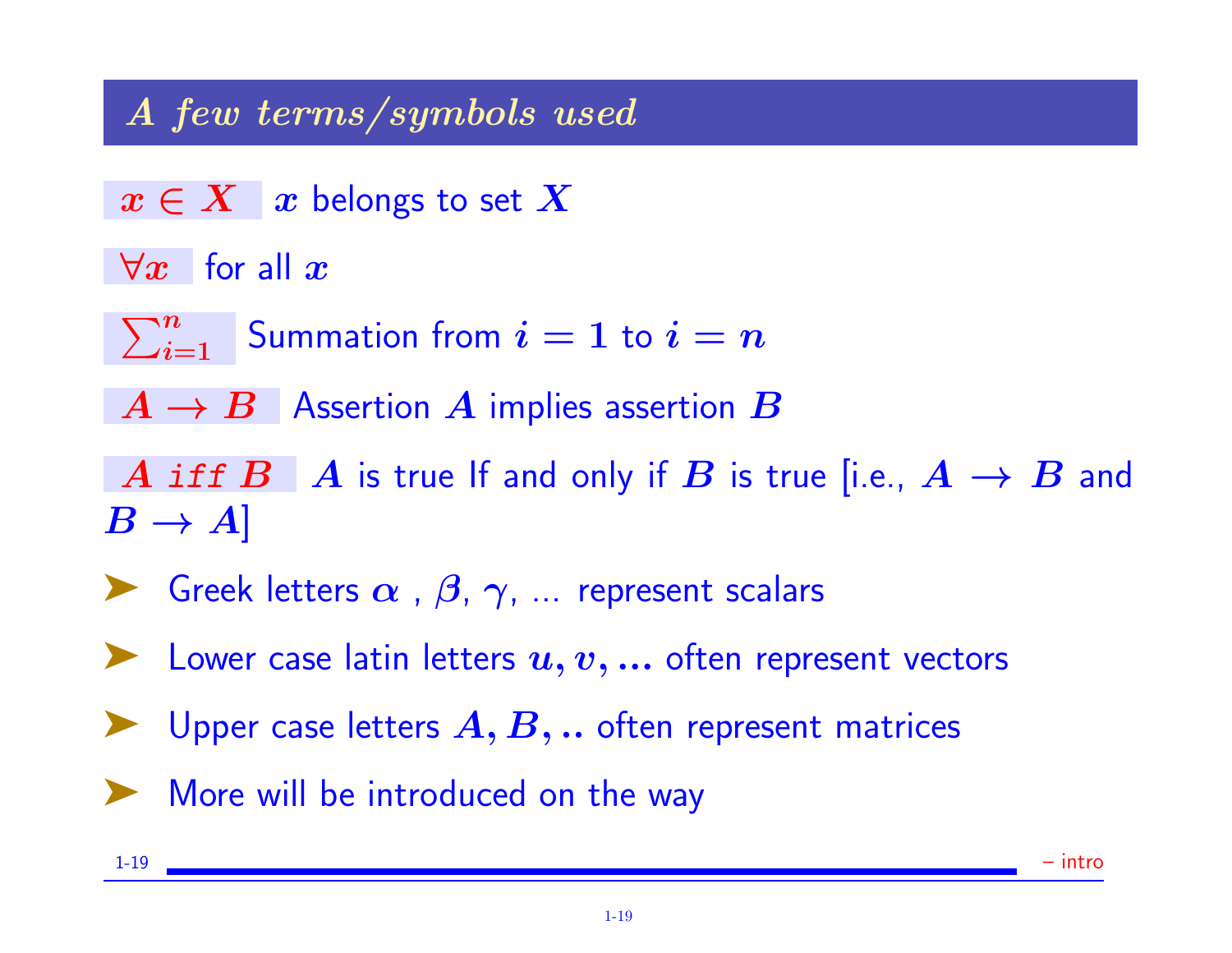## A few terms/symbols used

$x \in X$ $x$ belongs to set $X$

$\forall x$ for all $x$

$\sum_{i=1}^{n}$ Summation from $i = 1$ to $i = n$

$A \rightarrow B$ Assertion $A$ implies assertion $B$

$A$ *iff* $B$ $A$ is true If and only if $B$ is true [i.e., $A \rightarrow B$ and $B \rightarrow A$]

- Greek letters $\alpha$ , $\beta$, $\gamma$, ... represent scalars
- Lower case latin letters $u, v, ...$ often represent vectors
- Upper case letters $A, B, ..$ often represent matrices
- More will be introduced on the way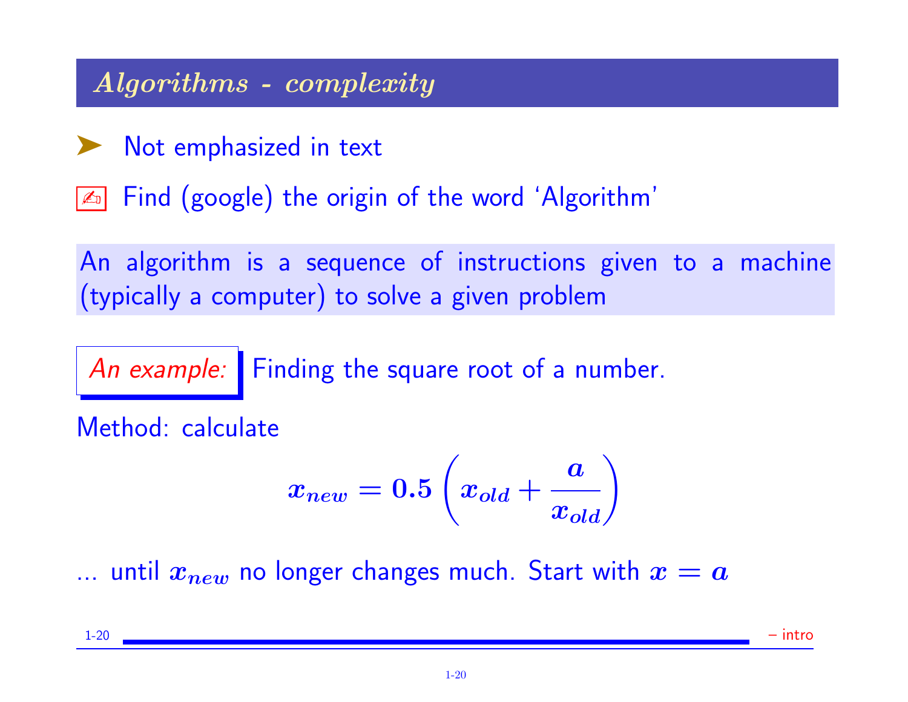## *Algorithms - complexity*

- Not emphasized in text

✍ Find (google) the origin of the word 'Algorithm'

An algorithm is a sequence of instructions given to a machine (typically a computer) to solve a given problem

*An example:* Finding the square root of a number.

Method: calculate

$$x_{new} = 0.5 \left( x_{old} + \frac{a}{x_{old}} \right)$$

... until $x_{new}$ no longer changes much. Start with $x = a$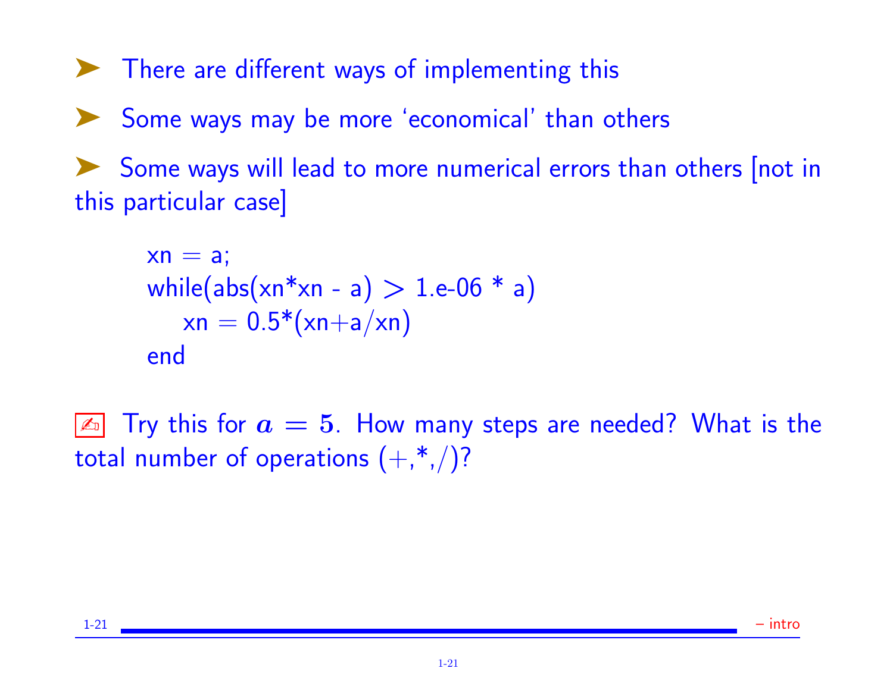- There are different ways of implementing this
- Some ways may be more 'economical' than others
- Some ways will lead to more numerical errors than others [not in this particular case]

```
xn = a;
while(abs(xn*xn - a) > 1.e-06 * a)
    xn = 0.5*(xn+a/xn)
end
```

✍ Try this for $a = 5$. How many steps are needed? What is the total number of operations (+,*,/)?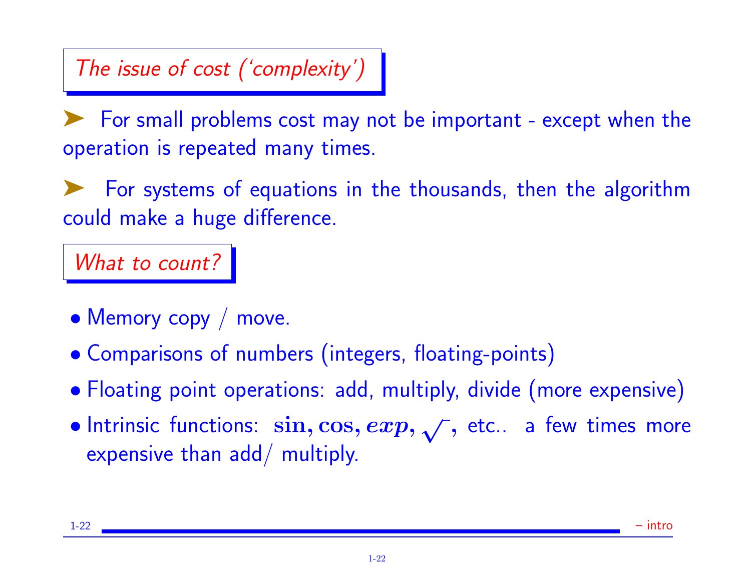## The issue of cost ('complexity')

➤ For small problems cost may not be important - except when the operation is repeated many times.

➤ For systems of equations in the thousands, then the algorithm could make a huge difference.

## What to count?

- Memory copy / move.
- Comparisons of numbers (integers, floating-points)
- Floating point operations: add, multiply, divide (more expensive)
- Intrinsic functions: $\sin, \cos, exp, \sqrt{\ },$ etc.. a few times more expensive than add/ multiply.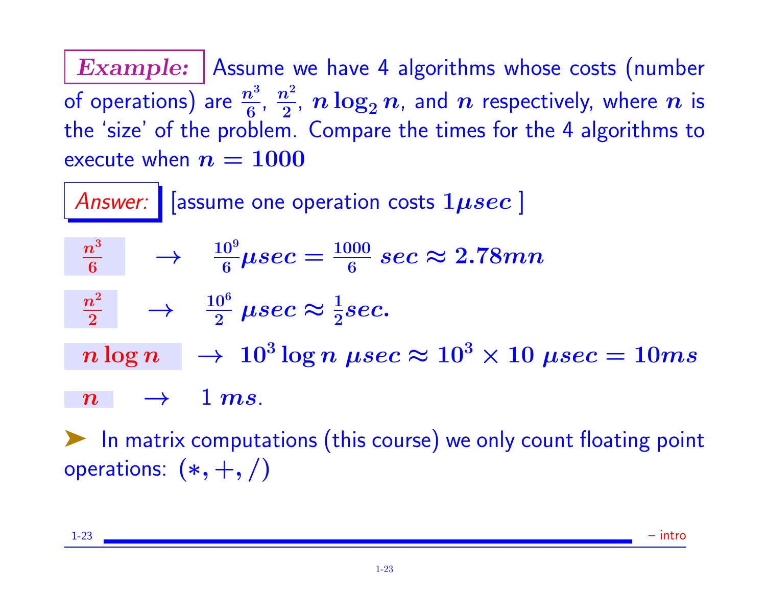**Example:** Assume we have 4 algorithms whose costs (number of operations) are $\frac{n^3}{6}$, $\frac{n^2}{2}$, $n \log_2 n$, and $n$ respectively, where $n$ is the 'size' of the problem. Compare the times for the 4 algorithms to execute when $n = 1000$

*Answer:* [assume one operation costs $1\mu sec$ ]

$\frac{n^3}{6} \quad \rightarrow \quad \frac{10^9}{6}\mu sec = \frac{1000}{6}\ sec \approx 2.78mn$

$\frac{n^2}{2} \quad \rightarrow \quad \frac{10^6}{2}\ \mu sec \approx \frac{1}{2} sec.$

$n \log n \quad \rightarrow \ 10^3 \log n\ \mu sec \approx 10^3 \times 10\ \mu sec = 10ms$

$n \quad \rightarrow \quad 1\ ms.$

➤ In matrix computations (this course) we only count floating point operations: $(*, +, /)$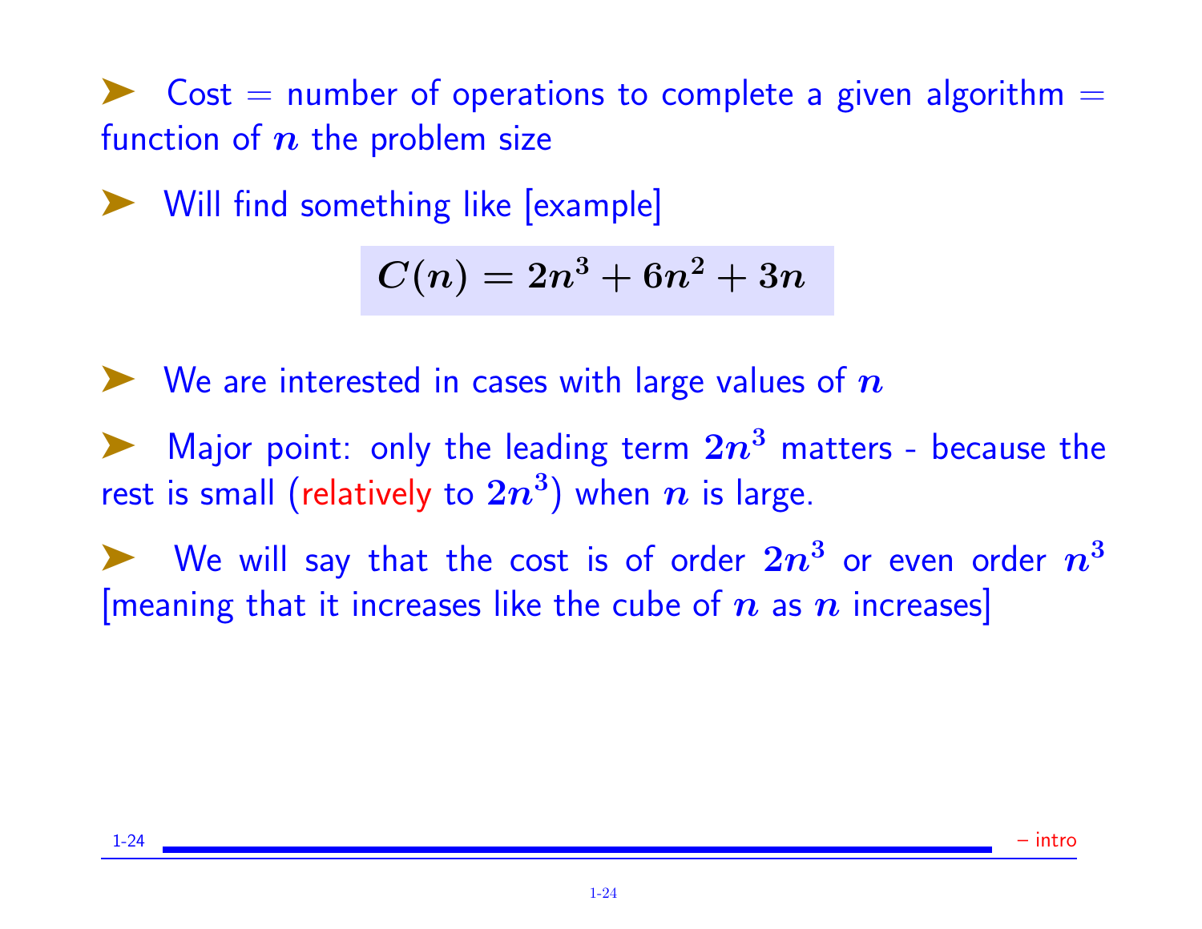- Cost = number of operations to complete a given algorithm = function of $n$ the problem size

- Will find something like [example]

$$C(n) = 2n^3 + 6n^2 + 3n$$

- We are interested in cases with large values of $n$

- Major point: only the leading term $2n^3$ matters - because the rest is small (relatively to $2n^3$) when $n$ is large.

- We will say that the cost is of order $2n^3$ or even order $n^3$ [meaning that it increases like the cube of $n$ as $n$ increases]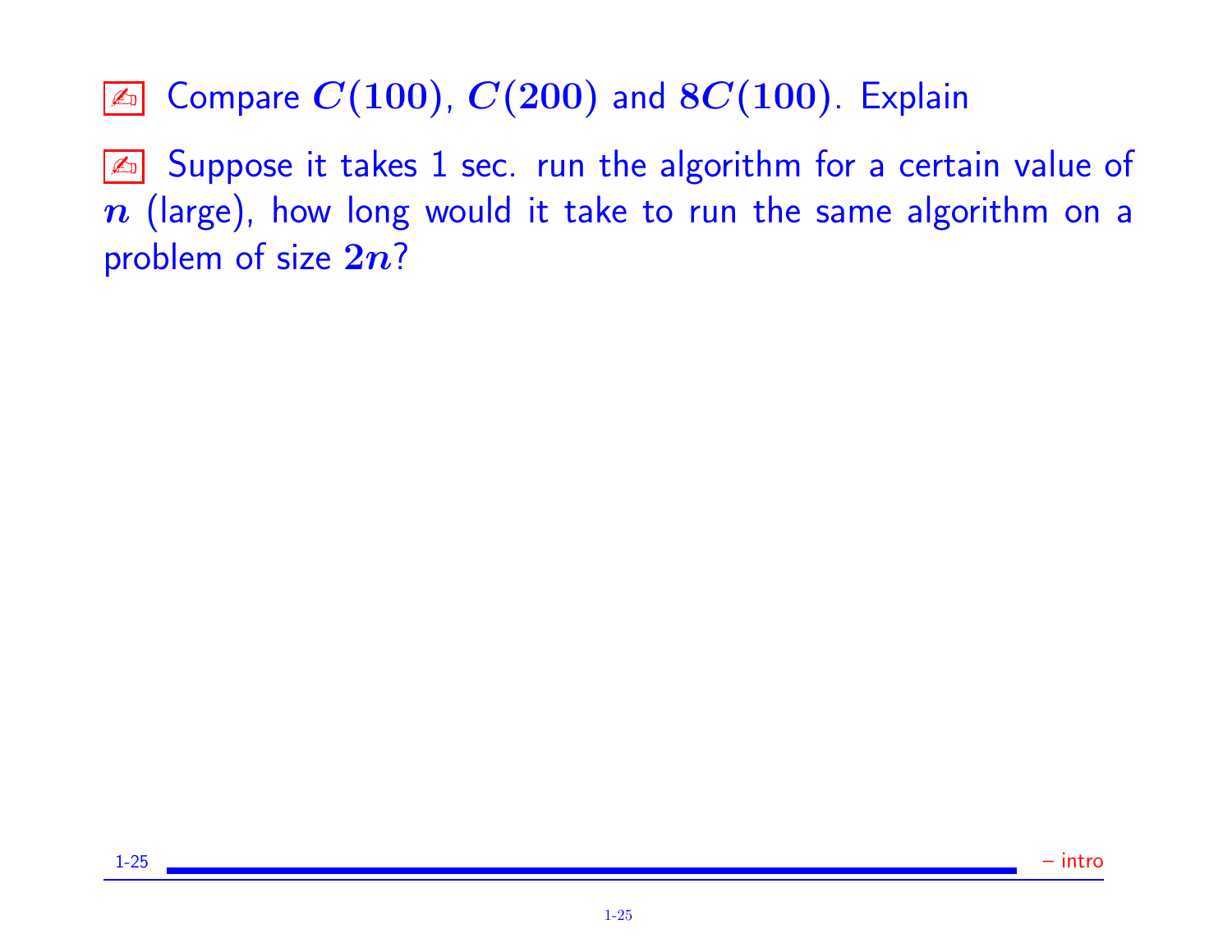✍ Compare $C(100)$, $C(200)$ and $8C(100)$. Explain

✍ Suppose it takes 1 sec. run the algorithm for a certain value of $n$ (large), how long would it take to run the same algorithm on a problem of size $2n$?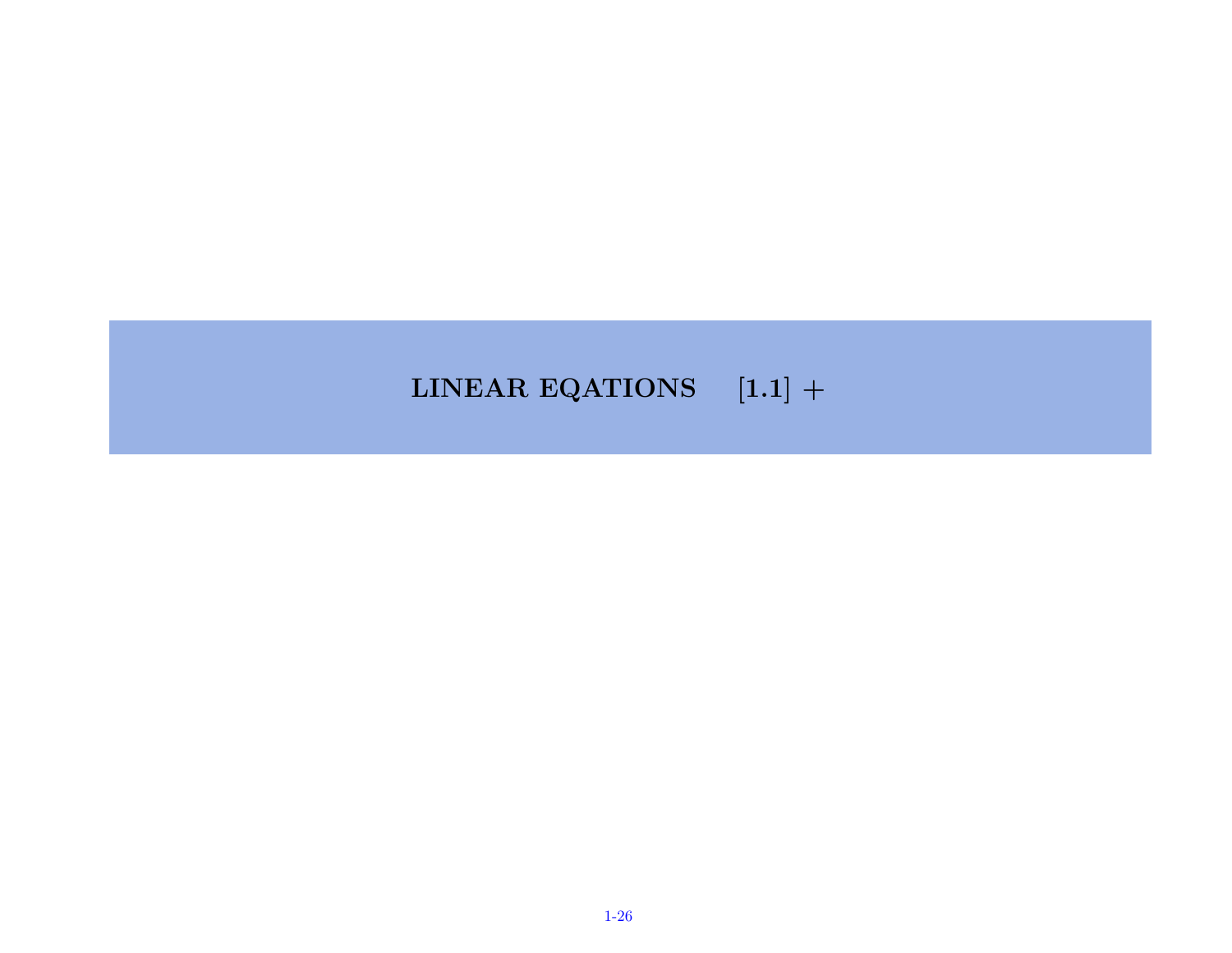# LINEAR EQATIONS [1.1] +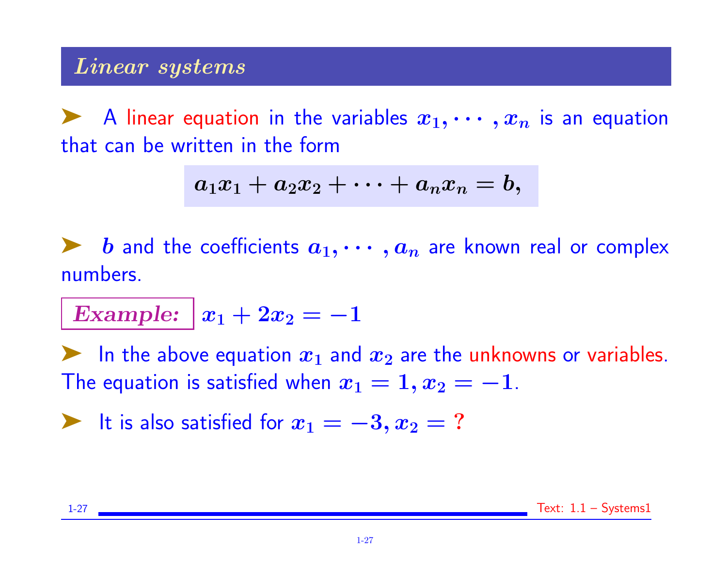## *Linear systems*

- A linear equation in the variables $x_1, \cdots, x_n$ is an equation that can be written in the form

$$a_1 x_1 + a_2 x_2 + \cdots + a_n x_n = b,$$

- $b$ and the coefficients $a_1, \cdots, a_n$ are known real or complex numbers.

***Example:*** $x_1 + 2x_2 = -1$

- In the above equation $x_1$ and $x_2$ are the unknowns or variables. The equation is satisfied when $x_1 = 1, x_2 = -1$.

- It is also satisfied for $x_1 = -3, x_2 = ?$

Text: 1.1 – Systems1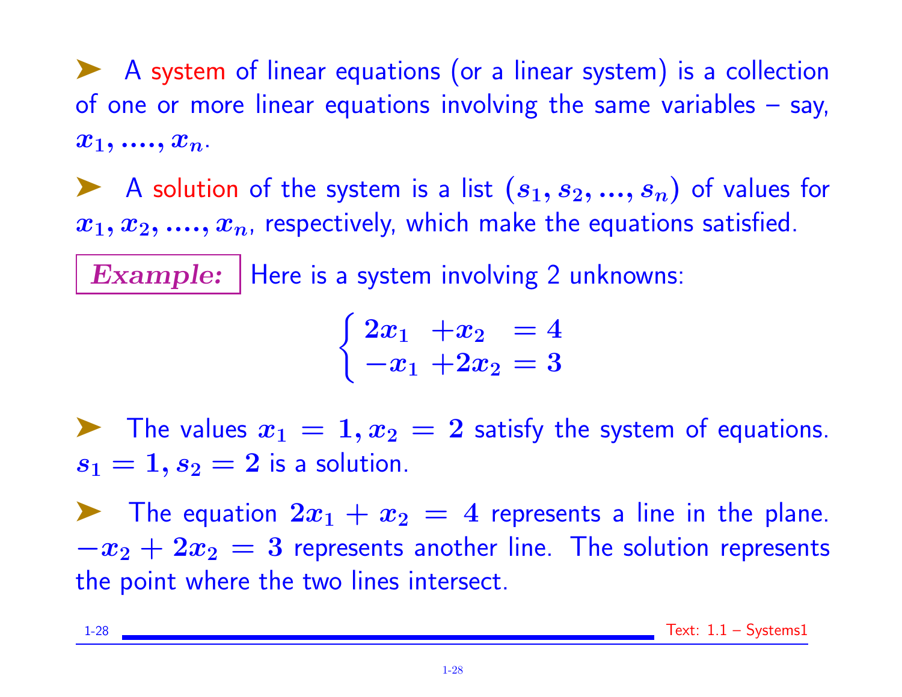➤ A system of linear equations (or a linear system) is a collection of one or more linear equations involving the same variables – say, $x_1, ...., x_n$.

➤ A solution of the system is a list $(s_1, s_2, ..., s_n)$ of values for $x_1, x_2, ...., x_n$, respectively, which make the equations satisfied.

**Example:** Here is a system involving 2 unknowns:

$$\begin{cases} 2x_1 & +x_2 & = 4 \\ -x_1 & +2x_2 & = 3 \end{cases}$$

➤ The values $x_1 = 1, x_2 = 2$ satisfy the system of equations. $s_1 = 1, s_2 = 2$ is a solution.

➤ The equation $2x_1 + x_2 = 4$ represents a line in the plane. $-x_2 + 2x_2 = 3$ represents another line. The solution represents the point where the two lines intersect.

Text: 1.1 – Systems1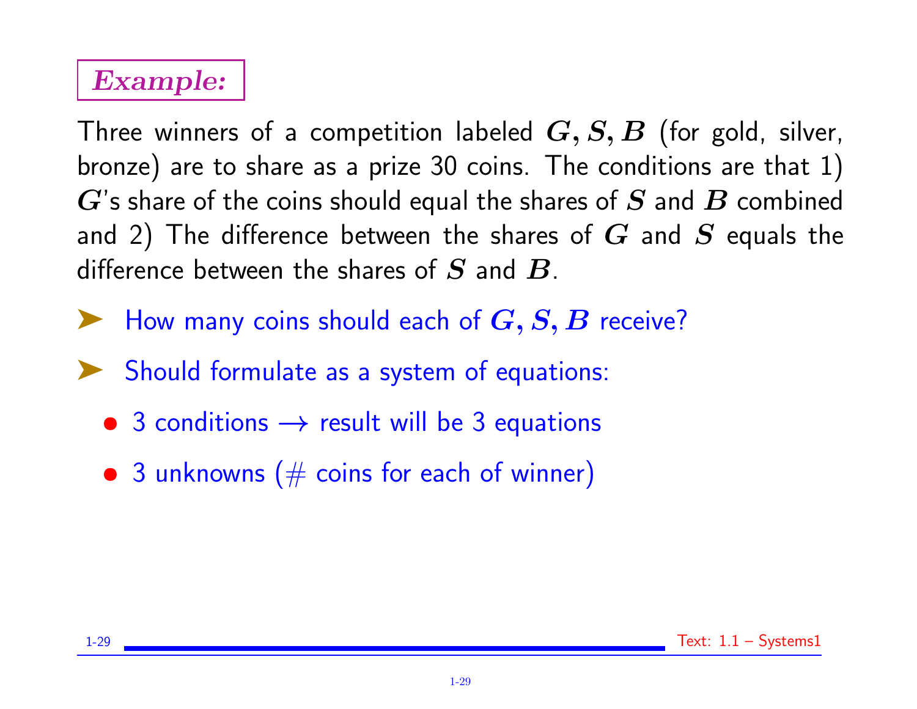**_Example:_**

Three winners of a competition labeled $G, S, B$ (for gold, silver, bronze) are to share as a prize 30 coins. The conditions are that 1) $G$'s share of the coins should equal the shares of $S$ and $B$ combined and 2) The difference between the shares of $G$ and $S$ equals the difference between the shares of $S$ and $B$.

- How many coins should each of $G, S, B$ receive?
- Should formulate as a system of equations:
  - 3 conditions $\rightarrow$ result will be 3 equations
  - 3 unknowns (# coins for each of winner)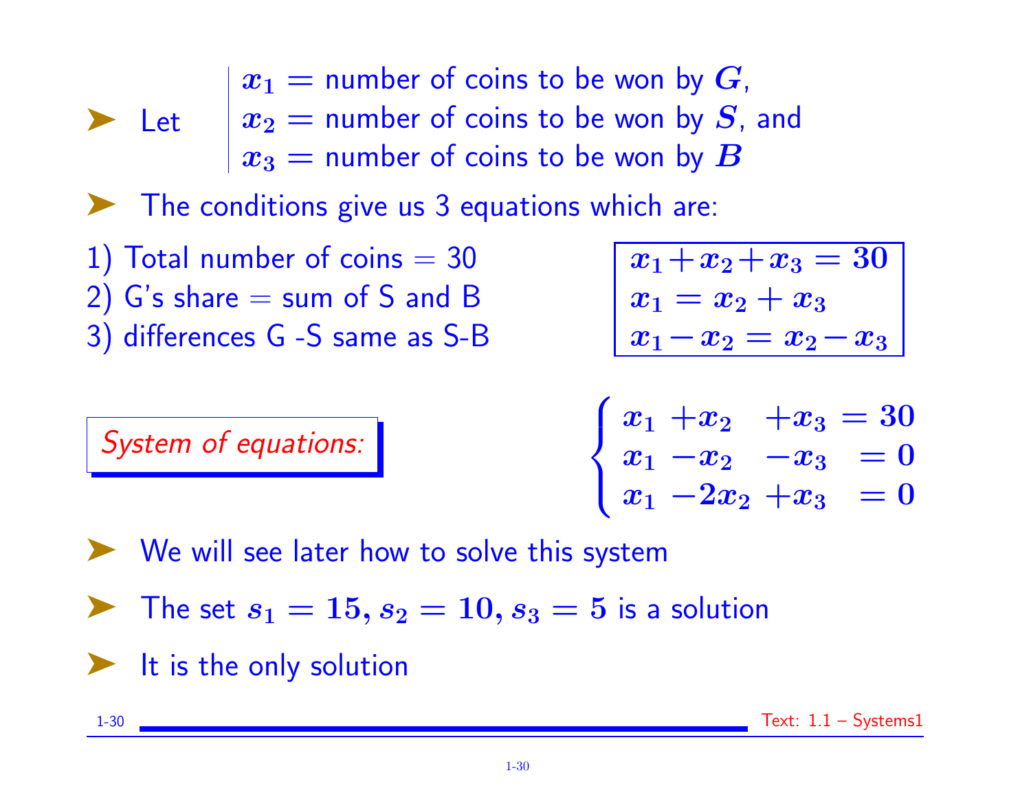- Let
  - $x_1 =$ number of coins to be won by $G$,
  - $x_2 =$ number of coins to be won by $S$, and
  - $x_3 =$ number of coins to be won by $B$

- The conditions give us 3 equations which are:

1) Total number of coins = 30
2) G's share = sum of S and B
3) differences G -S same as S-B

$$\boxed{\begin{array}{l} x_1 + x_2 + x_3 = 30 \\ x_1 = x_2 + x_3 \\ x_1 - x_2 = x_2 - x_3 \end{array}}$$

*System of equations:*

$$\begin{cases} x_1 + x_2 + x_3 = 30 \\ x_1 - x_2 - x_3 = 0 \\ x_1 - 2x_2 + x_3 = 0 \end{cases}$$

- We will see later how to solve this system
- The set $s_1 = 15, s_2 = 10, s_3 = 5$ is a solution
- It is the only solution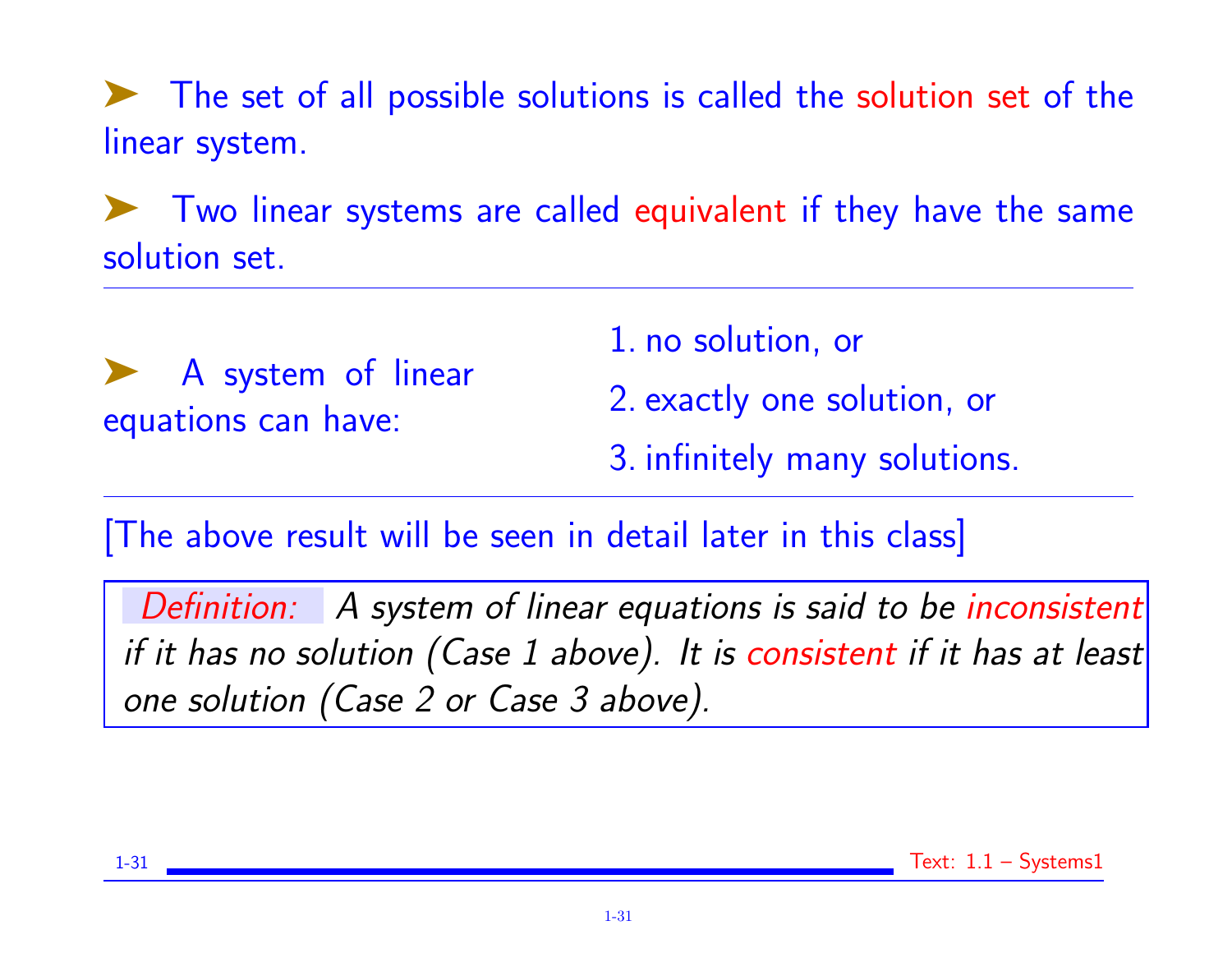- The set of all possible solutions is called the **solution set** of the linear system.

- Two linear systems are called **equivalent** if they have the same solution set.

---

- A system of linear equations can have:

  1. no solution, or
  2. exactly one solution, or
  3. infinitely many solutions.

---

[The above result will be seen in detail later in this class]

> *Definition:* *A system of linear equations is said to be **inconsistent** if it has no solution (Case 1 above). It is **consistent** if it has at least one solution (Case 2 or Case 3 above).*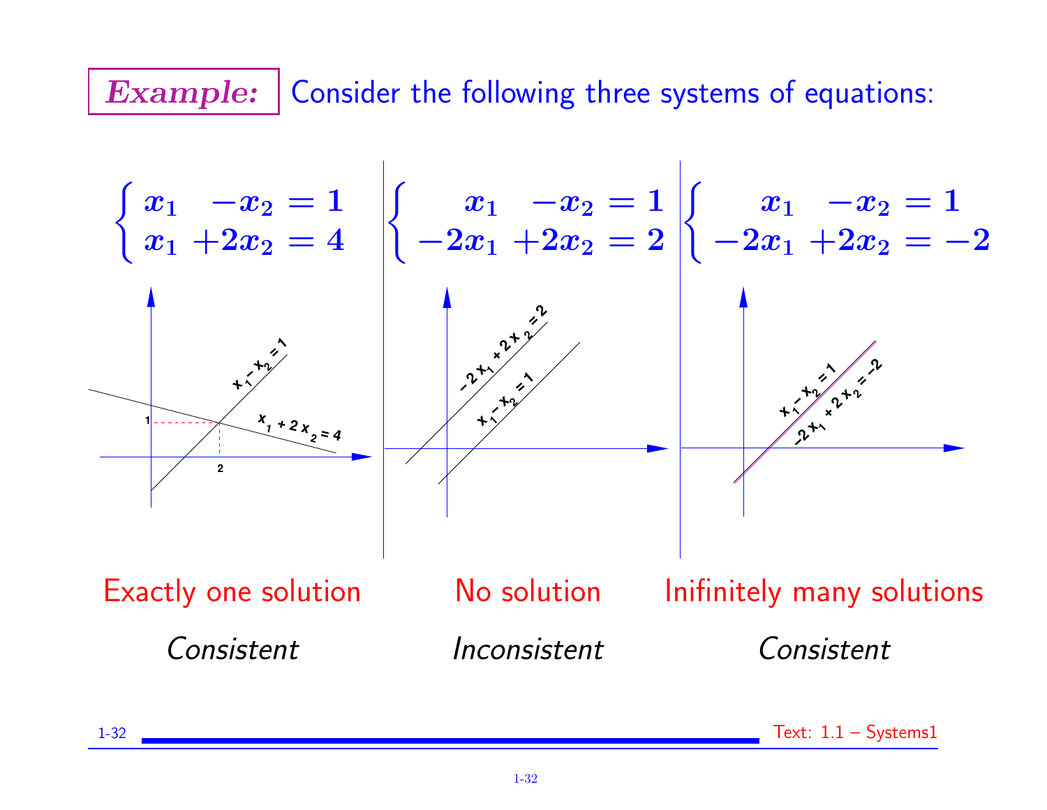**Example:** Consider the following three systems of equations:

$$\begin{cases} x_1 & -x_2 = 1 \\ x_1 & +2x_2 = 4 \end{cases}$$

Exactly one solution

*Consistent*

$$\begin{cases} x_1 & -x_2 = 1 \\ -2x_1 & +2x_2 = 2 \end{cases}$$

No solution

*Inconsistent*

$$\begin{cases} x_1 & -x_2 = 1 \\ -2x_1 & +2x_2 = -2 \end{cases}$$

Inifinitely many solutions

*Consistent*

Text: 1.1 – Systems1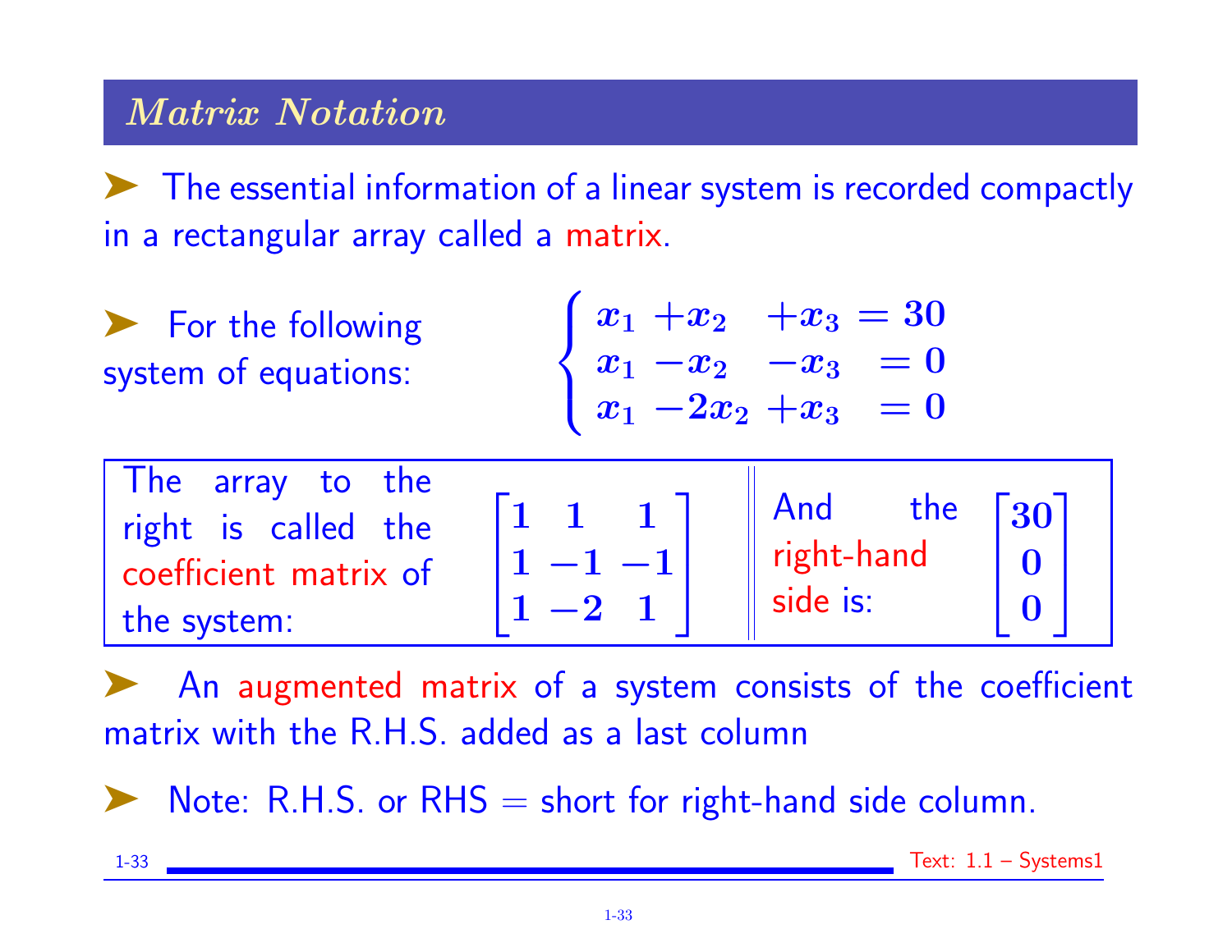## Matrix Notation

- The essential information of a linear system is recorded compactly in a rectangular array called a matrix.

- For the following system of equations:

$$\begin{cases} x_1 + x_2 + x_3 = 30 \\ x_1 - x_2 - x_3 = 0 \\ x_1 - 2x_2 + x_3 = 0 \end{cases}$$

The array to the right is called the coefficient matrix of the system:

$$\begin{bmatrix} 1 & 1 & 1 \\ 1 & -1 & -1 \\ 1 & -2 & 1 \end{bmatrix}$$

And the right-hand side is:

$$\begin{bmatrix} 30 \\ 0 \\ 0 \end{bmatrix}$$

- An augmented matrix of a system consists of the coefficient matrix with the R.H.S. added as a last column

- Note: R.H.S. or RHS = short for right-hand side column.

Text: 1.1 – Systems1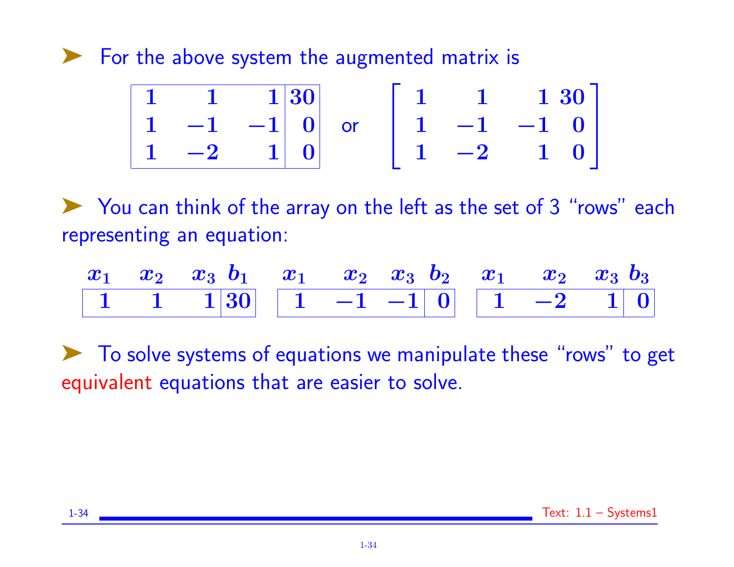- For the above system the augmented matrix is

$$\begin{array}{|rrr|r|} 1 & 1 & 1 & 30 \\ 1 & -1 & -1 & 0 \\ 1 & -2 & 1 & 0 \end{array} \quad \text{or} \quad \begin{bmatrix} 1 & 1 & 1 & 30 \\ 1 & -1 & -1 & 0 \\ 1 & -2 & 1 & 0 \end{bmatrix}$$

- You can think of the array on the left as the set of 3 "rows" each representing an equation:

| $x_1$ | $x_2$ | $x_3$ | $b_1$ |
|---|---|---|---|
| 1 | 1 | 1 | 30 |

| $x_1$ | $x_2$ | $x_3$ | $b_2$ |
|---|---|---|---|
| 1 | −1 | −1 | 0 |

| $x_1$ | $x_2$ | $x_3$ | $b_3$ |
|---|---|---|---|
| 1 | −2 | 1 | 0 |

- To solve systems of equations we manipulate these "rows" to get equivalent equations that are easier to solve.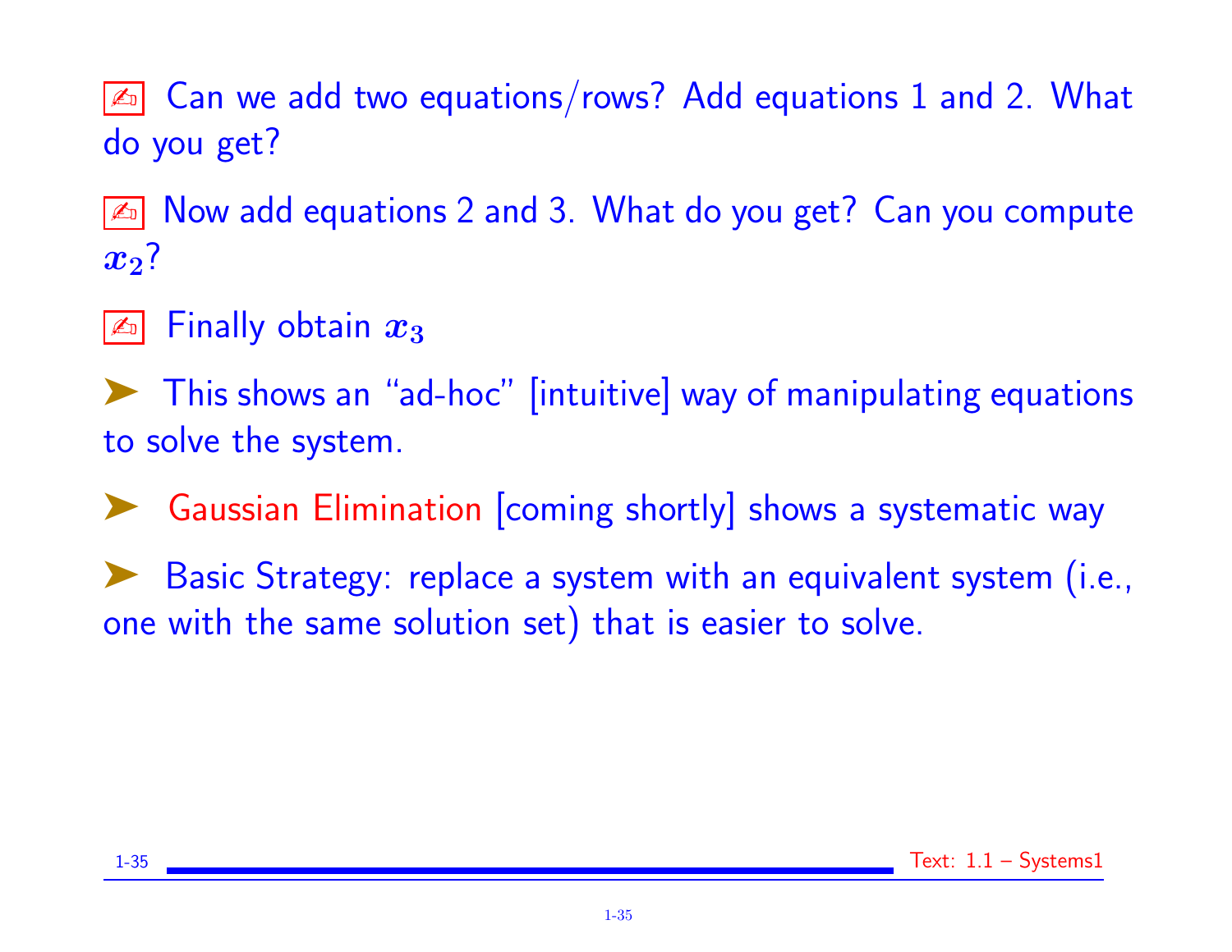✍ Can we add two equations/rows? Add equations 1 and 2. What do you get?

✍ Now add equations 2 and 3. What do you get? Can you compute $x_2$?

✍ Finally obtain $x_3$

➤ This shows an "ad-hoc" [intuitive] way of manipulating equations to solve the system.

➤ Gaussian Elimination [coming shortly] shows a systematic way

➤ Basic Strategy: replace a system with an equivalent system (i.e., one with the same solution set) that is easier to solve.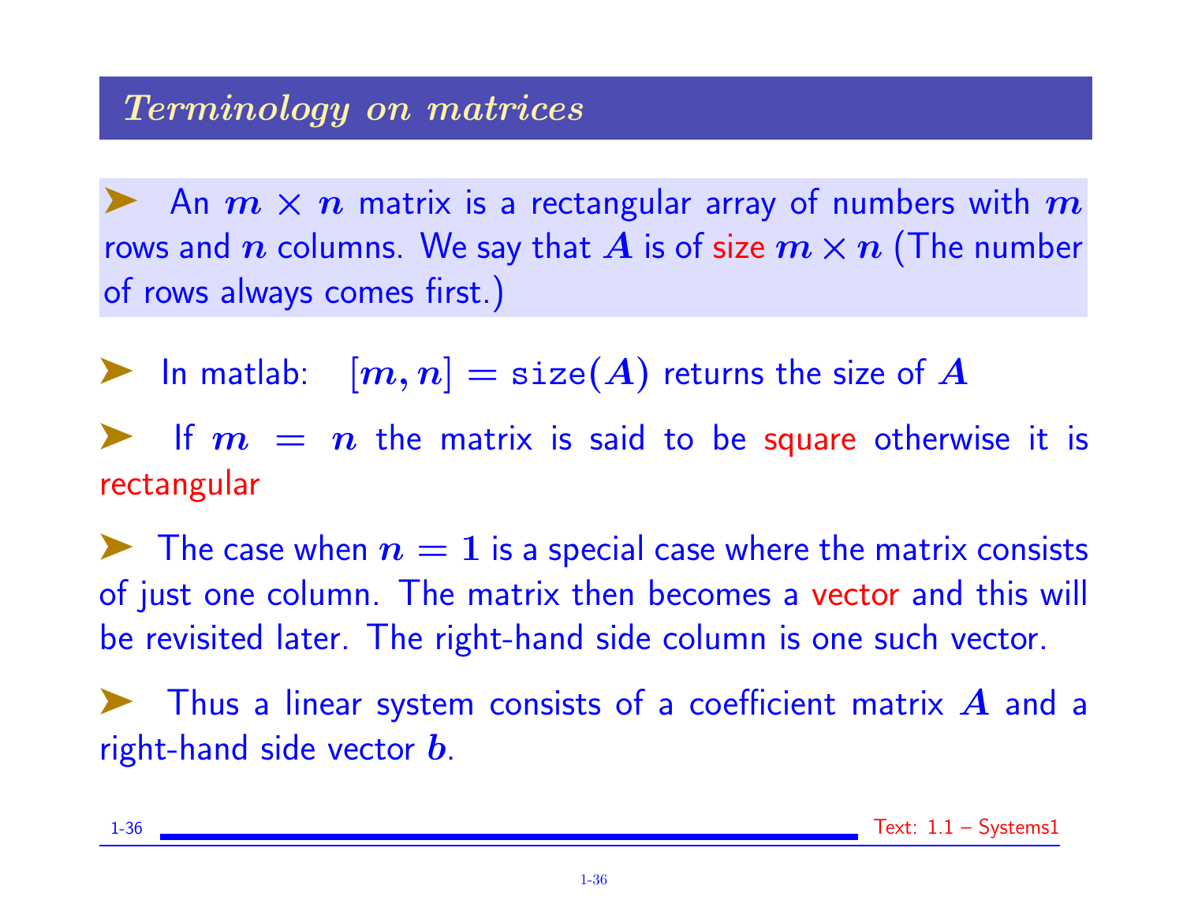## Terminology on matrices

- An $m \times n$ matrix is a rectangular array of numbers with $m$ rows and $n$ columns. We say that $A$ is of size $m \times n$ (The number of rows always comes first.)

- In matlab: $[m, n] = \texttt{size}(A)$ returns the size of $A$

- If $m = n$ the matrix is said to be square otherwise it is rectangular

- The case when $n = 1$ is a special case where the matrix consists of just one column. The matrix then becomes a vector and this will be revisited later. The right-hand side column is one such vector.

- Thus a linear system consists of a coefficient matrix $A$ and a right-hand side vector $b$.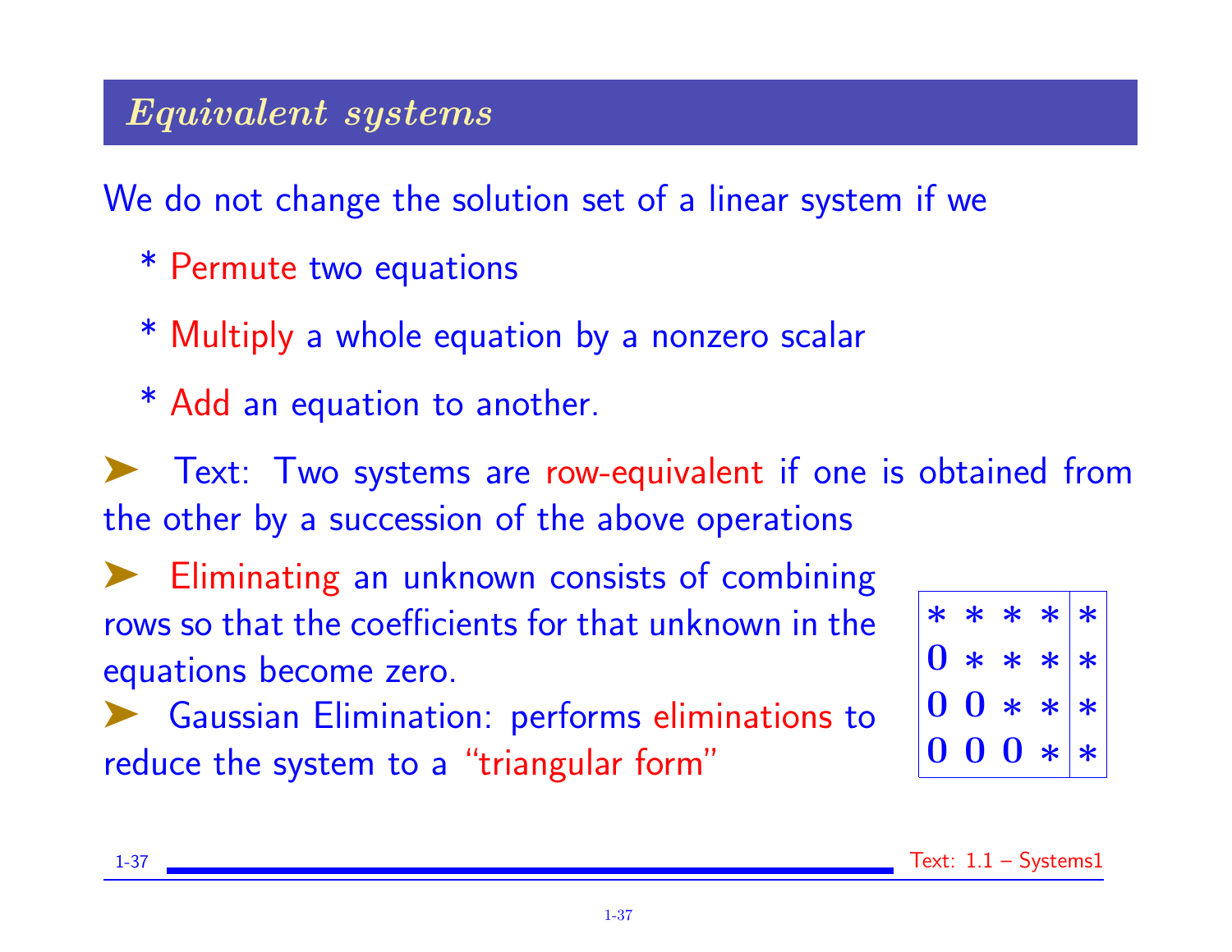## *Equivalent systems*

We do not change the solution set of a linear system if we

* Permute two equations
* Multiply a whole equation by a nonzero scalar
* Add an equation to another.

➤ Text: Two systems are row-equivalent if one is obtained from the other by a succession of the above operations

➤ Eliminating an unknown consists of combining rows so that the coefficients for that unknown in the equations become zero.

➤ Gaussian Elimination: performs eliminations to reduce the system to a "triangular form"

$$\left[\begin{array}{cccc|c} * & * & * & * & * \\ 0 & * & * & * & * \\ 0 & 0 & * & * & * \\ 0 & 0 & 0 & * & * \end{array}\right]$$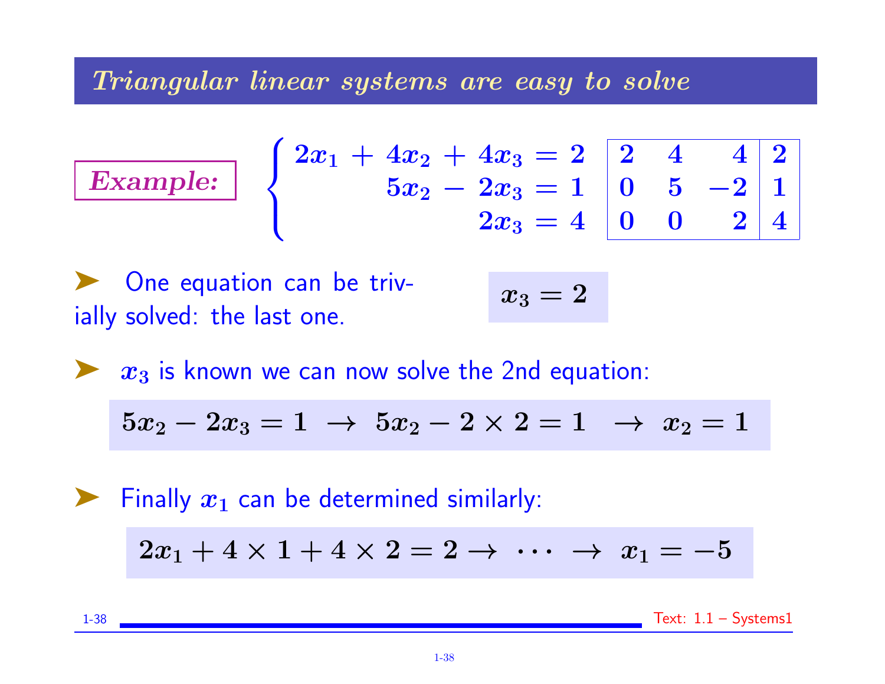## *Triangular linear systems are easy to solve*

***Example:***

$$\begin{cases} 2x_1 + 4x_2 + 4x_3 = 2 \\ \qquad\;\; 5x_2 - 2x_3 = 1 \\ \qquad\qquad\quad 2x_3 = 4 \end{cases} \qquad \left[\begin{array}{ccc|c} 2 & 4 & 4 & 2 \\ 0 & 5 & -2 & 1 \\ 0 & 0 & 2 & 4 \end{array}\right]$$

- One equation can be trivially solved: the last one.

$$x_3 = 2$$

- $x_3$ is known we can now solve the 2nd equation:

$$5x_2 - 2x_3 = 1 \;\rightarrow\; 5x_2 - 2 \times 2 = 1 \;\rightarrow\; x_2 = 1$$

- Finally $x_1$ can be determined similarly:

$$2x_1 + 4 \times 1 + 4 \times 2 = 2 \rightarrow \;\cdots\; \rightarrow\; x_1 = -5$$

Text: 1.1 – Systems1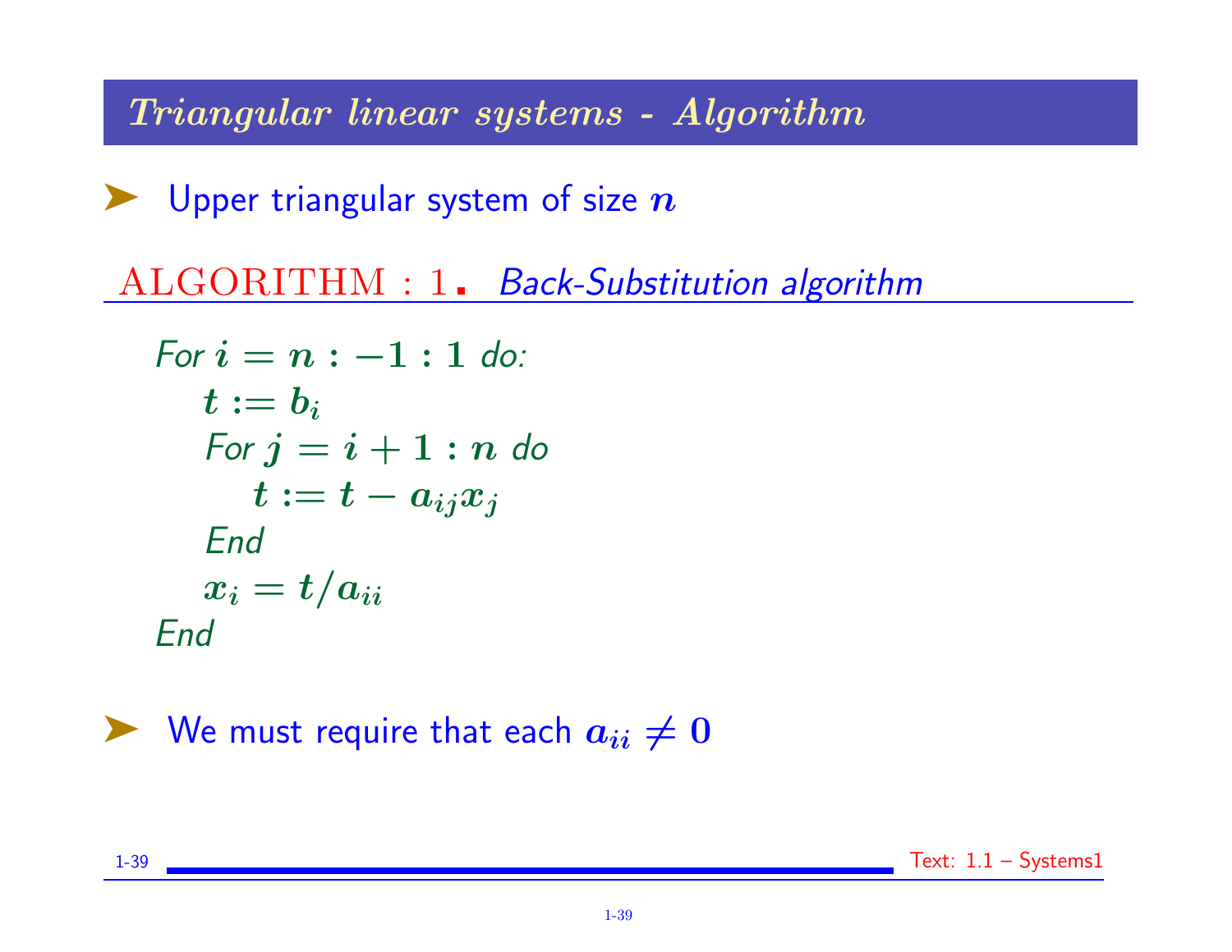## *Triangular linear systems - Algorithm*

- Upper triangular system of size $n$

ALGORITHM : 1. *Back-Substitution algorithm*

*For* $i = n : -1 : 1$ *do:*
  $t := b_i$
  *For* $j = i + 1 : n$ *do*
    $t := t - a_{ij} x_j$
  *End*
  $x_i = t / a_{ii}$
*End*

- We must require that each $a_{ii} \neq 0$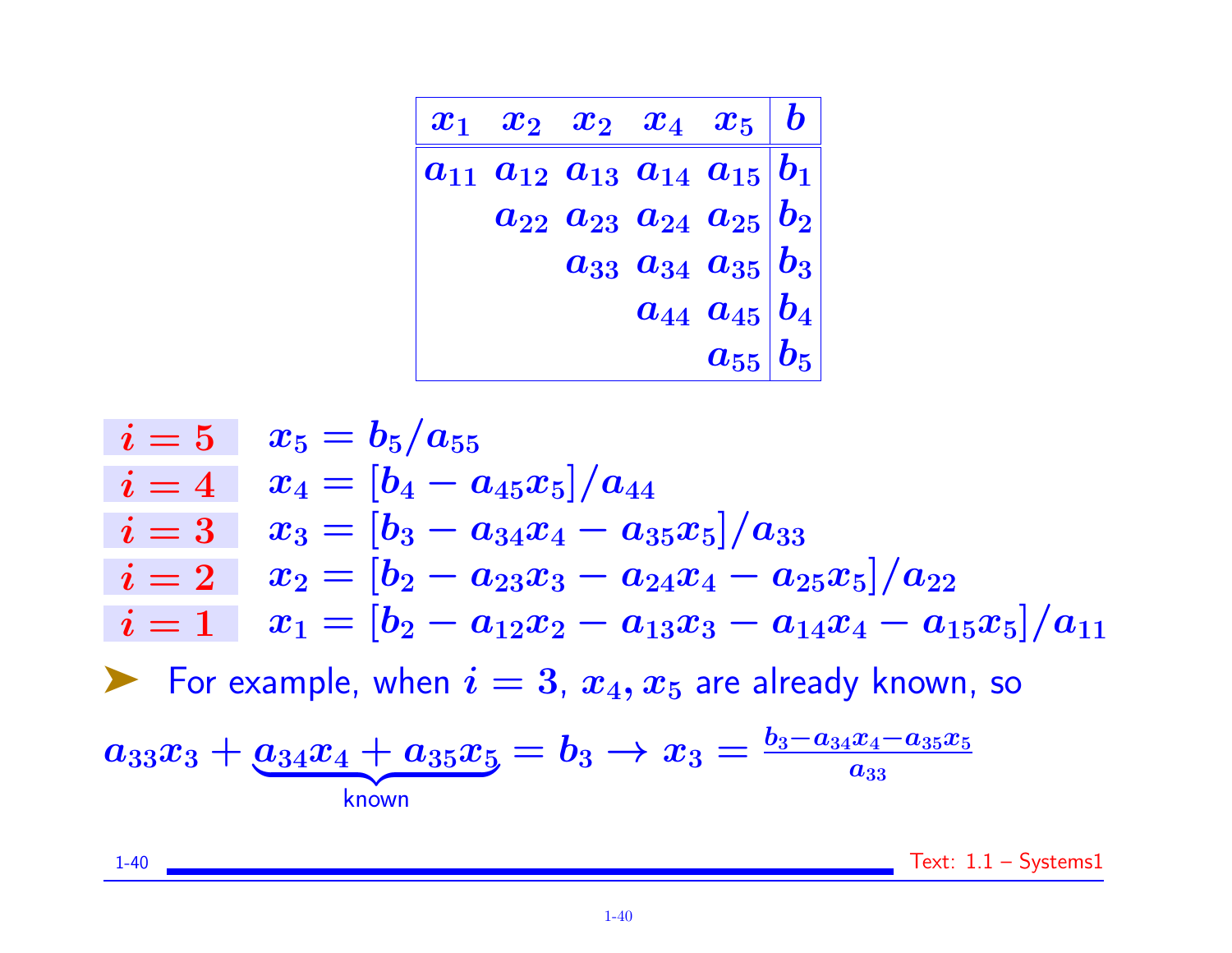| $x_1$ | $x_2$ | $x_2$ | $x_4$ | $x_5$ | $b$ |
|---|---|---|---|---|---|
| $a_{11}$ | $a_{12}$ | $a_{13}$ | $a_{14}$ | $a_{15}$ | $b_1$ |
| | $a_{22}$ | $a_{23}$ | $a_{24}$ | $a_{25}$ | $b_2$ |
| | | $a_{33}$ | $a_{34}$ | $a_{35}$ | $b_3$ |
| | | | $a_{44}$ | $a_{45}$ | $b_4$ |
| | | | | $a_{55}$ | $b_5$ |

$i = 5$ $\quad x_5 = b_5/a_{55}$

$i = 4$ $\quad x_4 = [b_4 - a_{45}x_5]/a_{44}$

$i = 3$ $\quad x_3 = [b_3 - a_{34}x_4 - a_{35}x_5]/a_{33}$

$i = 2$ $\quad x_2 = [b_2 - a_{23}x_3 - a_{24}x_4 - a_{25}x_5]/a_{22}$

$i = 1$ $\quad x_1 = [b_2 - a_{12}x_2 - a_{13}x_3 - a_{14}x_4 - a_{15}x_5]/a_{11}$

➤ For example, when $i = 3$, $x_4, x_5$ are already known, so

$$a_{33}x_3 + \underbrace{a_{34}x_4 + a_{35}x_5}_{\text{known}} = b_3 \to x_3 = \frac{b_3 - a_{34}x_4 - a_{35}x_5}{a_{33}}$$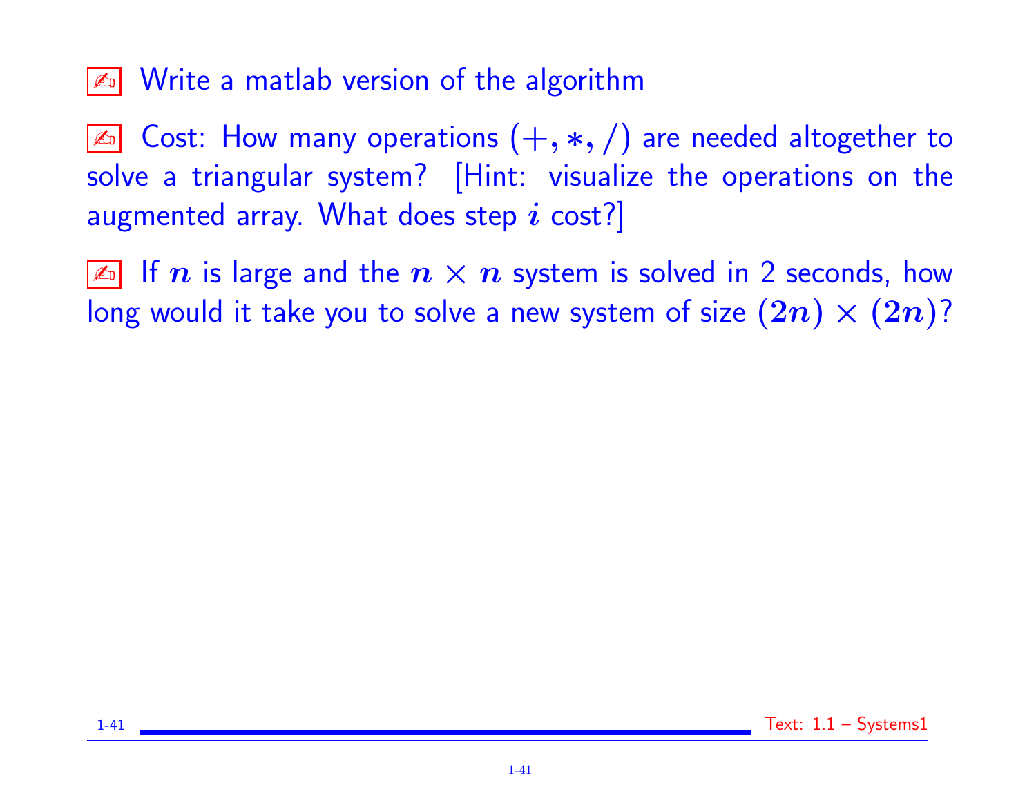✍ Write a matlab version of the algorithm

✍ Cost: How many operations $(+, *, /)$ are needed altogether to solve a triangular system? [Hint: visualize the operations on the augmented array. What does step $i$ cost?]

✍ If $n$ is large and the $n \times n$ system is solved in 2 seconds, how long would it take you to solve a new system of size $(2n) \times (2n)$?